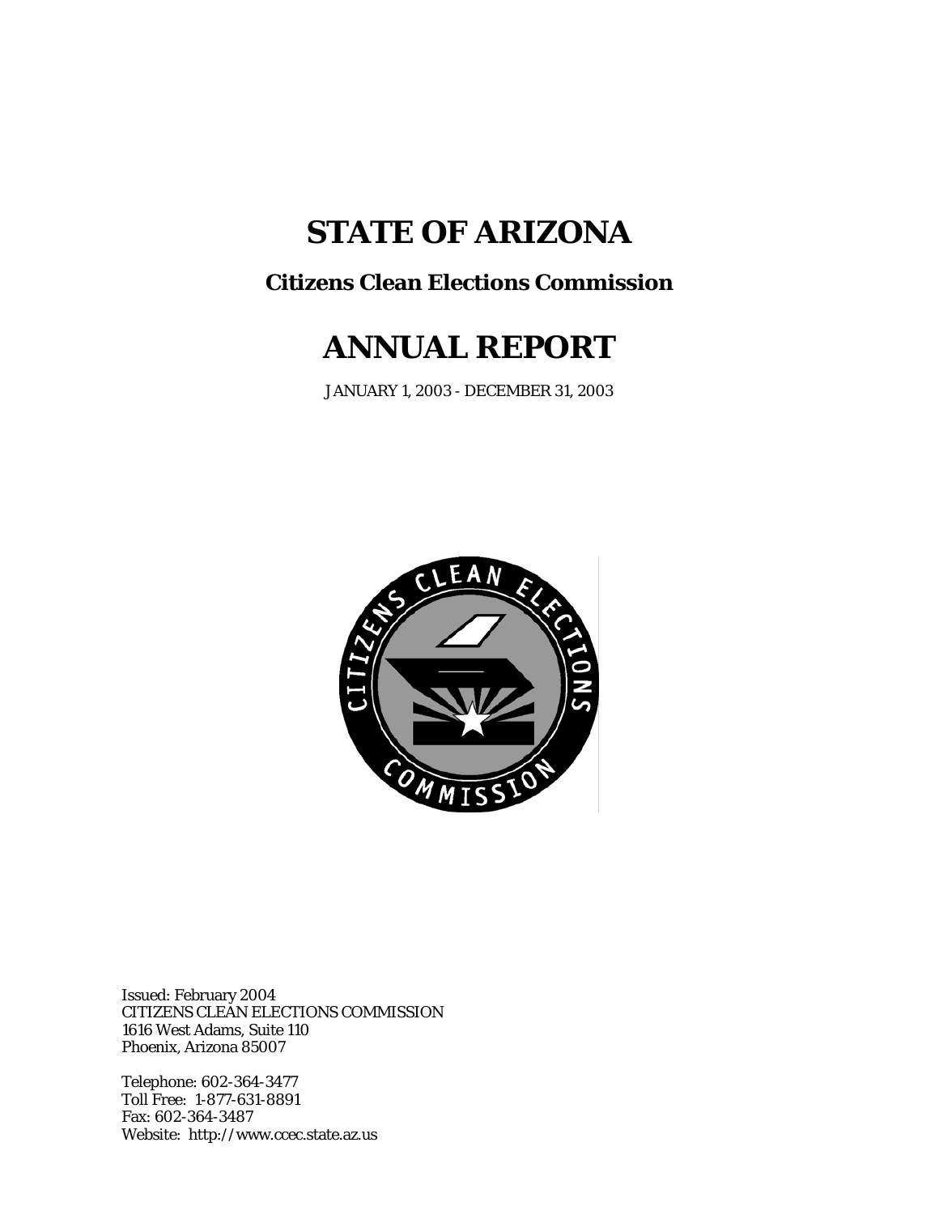# STATE OF ARIZONA

## Citizens Clean Elections Commission

# ANNUAL REPORT

JANUARY 1, 2003 - DECEMBER 31, 2003

Issued: February 2004
CITIZENS CLEAN ELECTIONS COMMISSION
1616 West Adams, Suite 110
Phoenix, Arizona 85007

Telephone: 602-364-3477
Toll Free: 1-877-631-8891
Fax: 602-364-3487
Website: http://www.ccec.state.az.us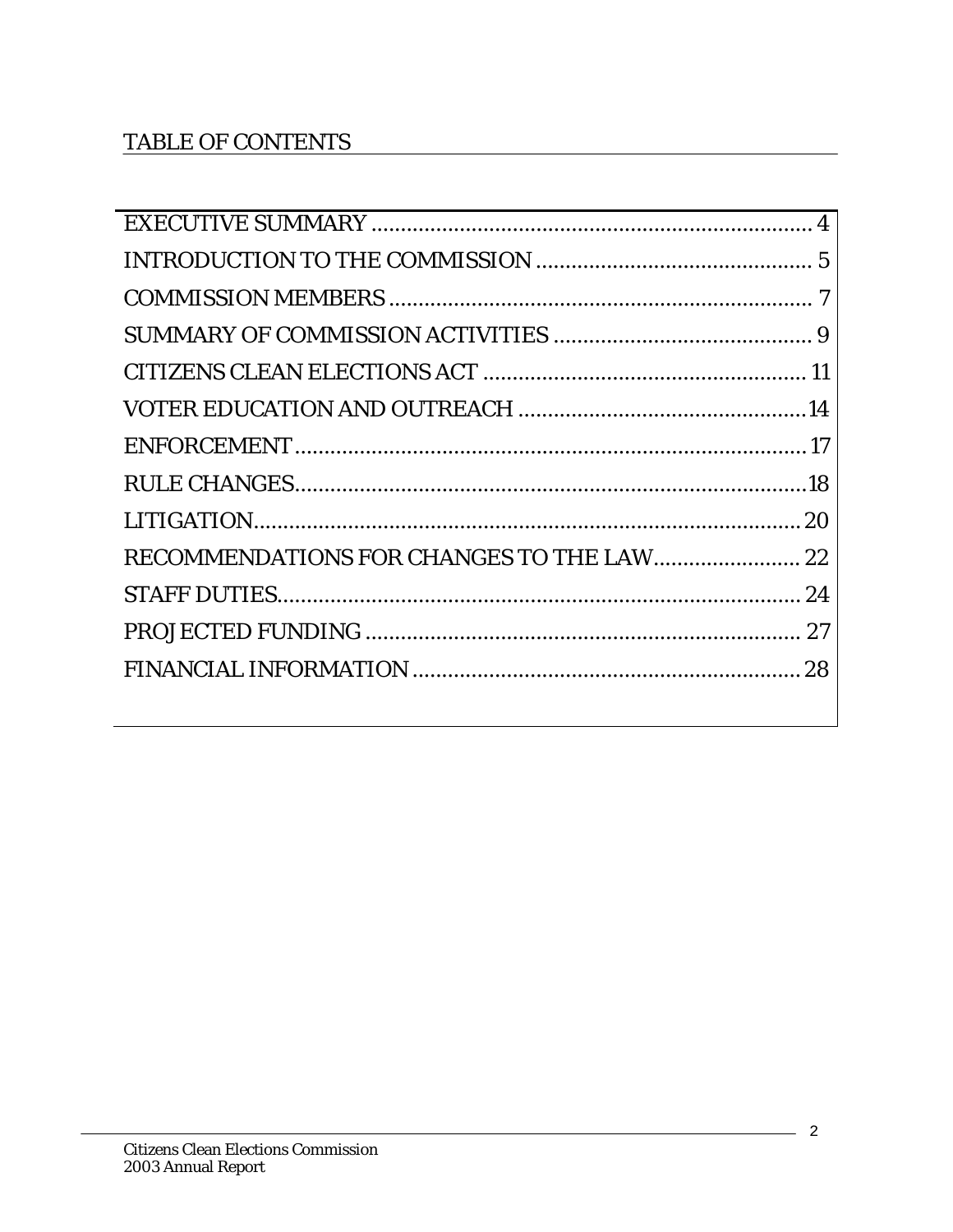# TABLE OF CONTENTS

| | |
|---|---|
| EXECUTIVE SUMMARY | 4 |
| INTRODUCTION TO THE COMMISSION | 5 |
| COMMISSION MEMBERS | 7 |
| SUMMARY OF COMMISSION ACTIVITIES | 9 |
| CITIZENS CLEAN ELECTIONS ACT | 11 |
| VOTER EDUCATION AND OUTREACH | 14 |
| ENFORCEMENT | 17 |
| RULE CHANGES | 18 |
| LITIGATION | 20 |
| RECOMMENDATIONS FOR CHANGES TO THE LAW | 22 |
| STAFF DUTIES | 24 |
| PROJECTED FUNDING | 27 |
| FINANCIAL INFORMATION | 28 |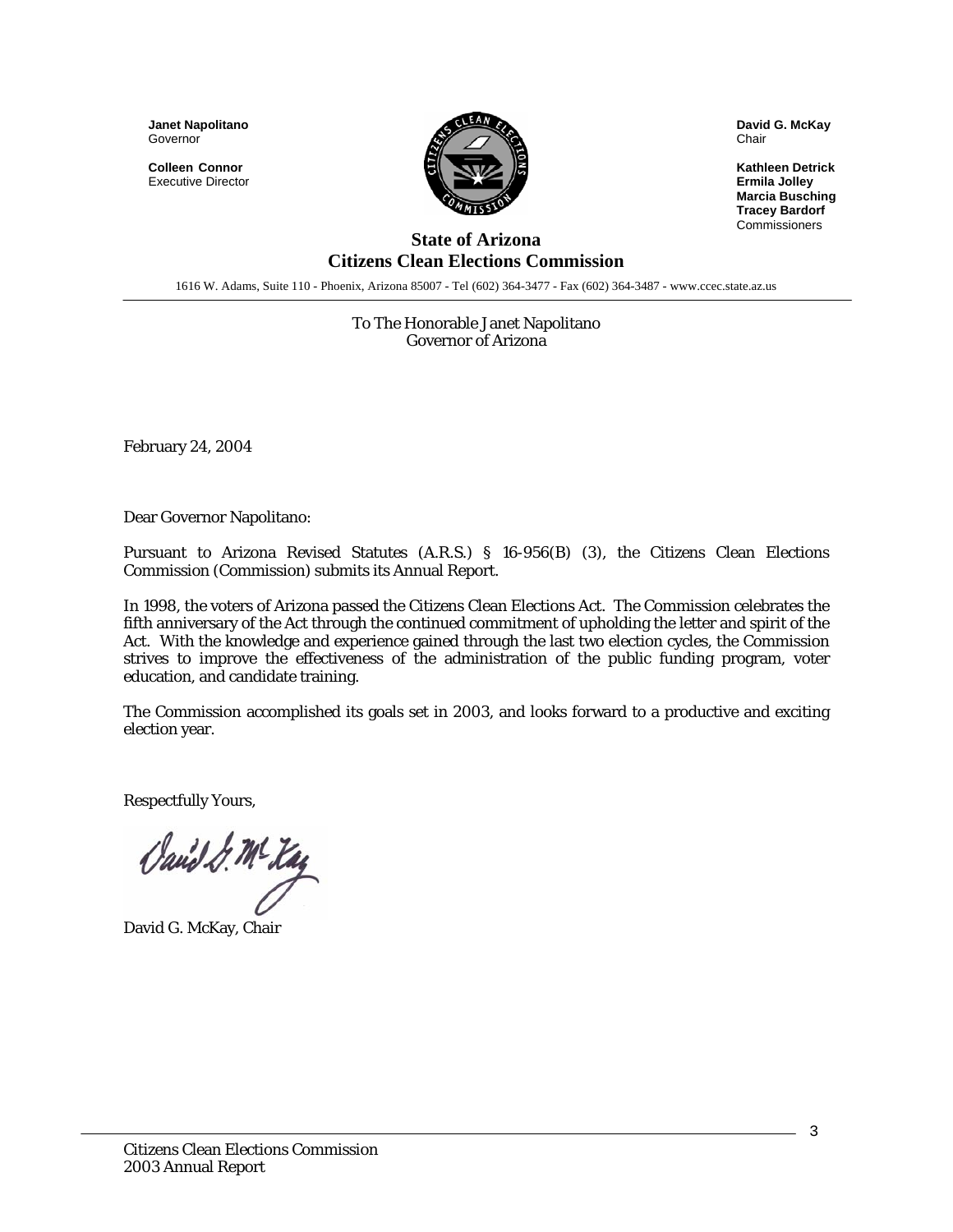**Janet Napolitano**
Governor

**Colleen Connor**
Executive Director

**David G. McKay**
Chair

**Kathleen Detrick**
**Ermila Jolley**
**Marcia Busching**
**Tracey Bardorf**
Commissioners

## State of Arizona
## Citizens Clean Elections Commission

1616 W. Adams, Suite 110 - Phoenix, Arizona 85007 - Tel (602) 364-3477 - Fax (602) 364-3487 - www.ccec.state.az.us

To The Honorable Janet Napolitano
Governor of Arizona

February 24, 2004

Dear Governor Napolitano:

Pursuant to Arizona Revised Statutes (A.R.S.) § 16-956(B) (3), the Citizens Clean Elections Commission (Commission) submits its Annual Report.

In 1998, the voters of Arizona passed the Citizens Clean Elections Act. The Commission celebrates the fifth anniversary of the Act through the continued commitment of upholding the letter and spirit of the Act. With the knowledge and experience gained through the last two election cycles, the Commission strives to improve the effectiveness of the administration of the public funding program, voter education, and candidate training.

The Commission accomplished its goals set in 2003, and looks forward to a productive and exciting election year.

Respectfully Yours,

David G. McKay, Chair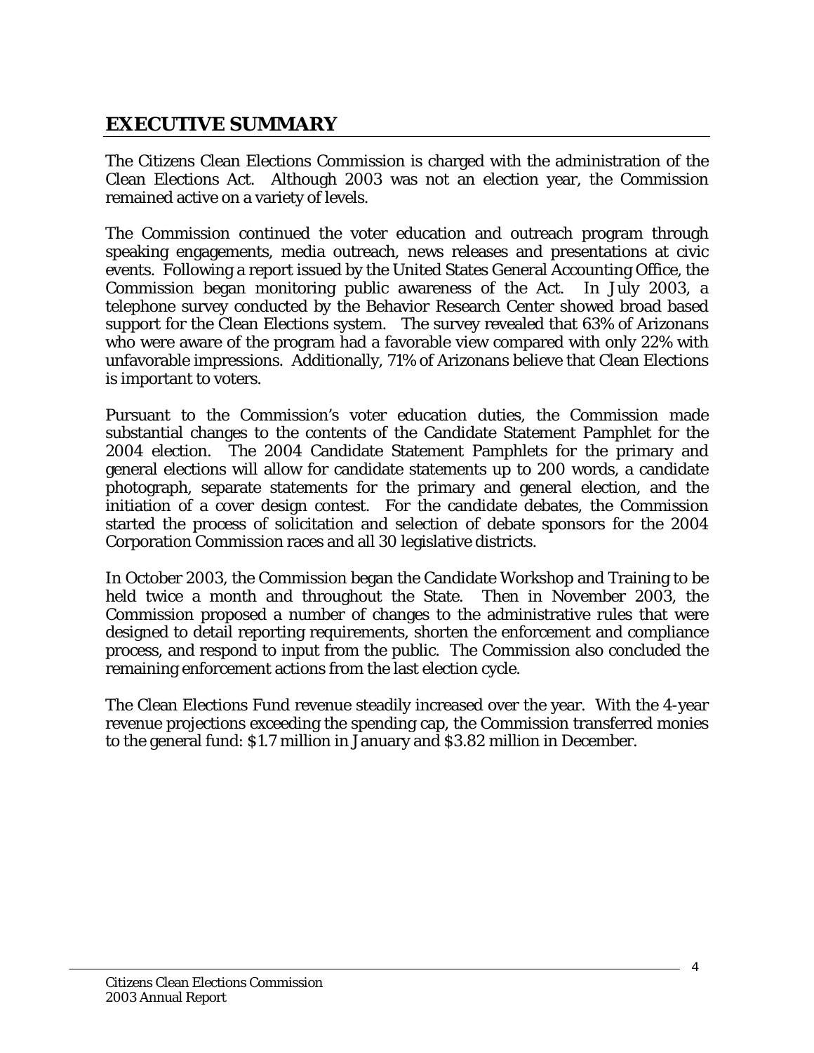## EXECUTIVE SUMMARY

The Citizens Clean Elections Commission is charged with the administration of the Clean Elections Act. Although 2003 was not an election year, the Commission remained active on a variety of levels.

The Commission continued the voter education and outreach program through speaking engagements, media outreach, news releases and presentations at civic events. Following a report issued by the United States General Accounting Office, the Commission began monitoring public awareness of the Act. In July 2003, a telephone survey conducted by the Behavior Research Center showed broad based support for the Clean Elections system. The survey revealed that 63% of Arizonans who were aware of the program had a favorable view compared with only 22% with unfavorable impressions. Additionally, 71% of Arizonans believe that Clean Elections is important to voters.

Pursuant to the Commission's voter education duties, the Commission made substantial changes to the contents of the Candidate Statement Pamphlet for the 2004 election. The 2004 Candidate Statement Pamphlets for the primary and general elections will allow for candidate statements up to 200 words, a candidate photograph, separate statements for the primary and general election, and the initiation of a cover design contest. For the candidate debates, the Commission started the process of solicitation and selection of debate sponsors for the 2004 Corporation Commission races and all 30 legislative districts.

In October 2003, the Commission began the Candidate Workshop and Training to be held twice a month and throughout the State. Then in November 2003, the Commission proposed a number of changes to the administrative rules that were designed to detail reporting requirements, shorten the enforcement and compliance process, and respond to input from the public. The Commission also concluded the remaining enforcement actions from the last election cycle.

The Clean Elections Fund revenue steadily increased over the year. With the 4-year revenue projections exceeding the spending cap, the Commission transferred monies to the general fund: $1.7 million in January and $3.82 million in December.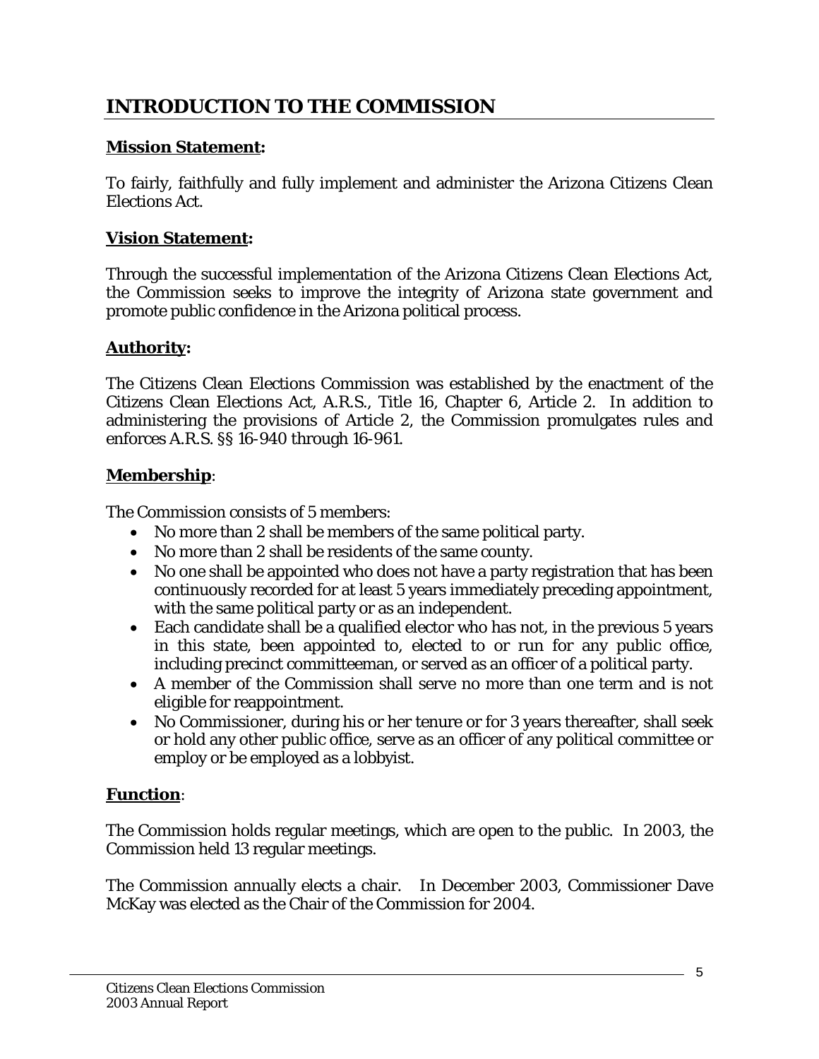# INTRODUCTION TO THE COMMISSION

**Mission Statement:**

To fairly, faithfully and fully implement and administer the Arizona Citizens Clean Elections Act.

**Vision Statement:**

Through the successful implementation of the Arizona Citizens Clean Elections Act, the Commission seeks to improve the integrity of Arizona state government and promote public confidence in the Arizona political process.

**Authority:**

The Citizens Clean Elections Commission was established by the enactment of the Citizens Clean Elections Act, A.R.S., Title 16, Chapter 6, Article 2. In addition to administering the provisions of Article 2, the Commission promulgates rules and enforces A.R.S. §§ 16-940 through 16-961.

**Membership**:

The Commission consists of 5 members:

- No more than 2 shall be members of the same political party.
- No more than 2 shall be residents of the same county.
- No one shall be appointed who does not have a party registration that has been continuously recorded for at least 5 years immediately preceding appointment, with the same political party or as an independent.
- Each candidate shall be a qualified elector who has not, in the previous 5 years in this state, been appointed to, elected to or run for any public office, including precinct committeeman, or served as an officer of a political party.
- A member of the Commission shall serve no more than one term and is not eligible for reappointment.
- No Commissioner, during his or her tenure or for 3 years thereafter, shall seek or hold any other public office, serve as an officer of any political committee or employ or be employed as a lobbyist.

**Function**:

The Commission holds regular meetings, which are open to the public. In 2003, the Commission held 13 regular meetings.

The Commission annually elects a chair. In December 2003, Commissioner Dave McKay was elected as the Chair of the Commission for 2004.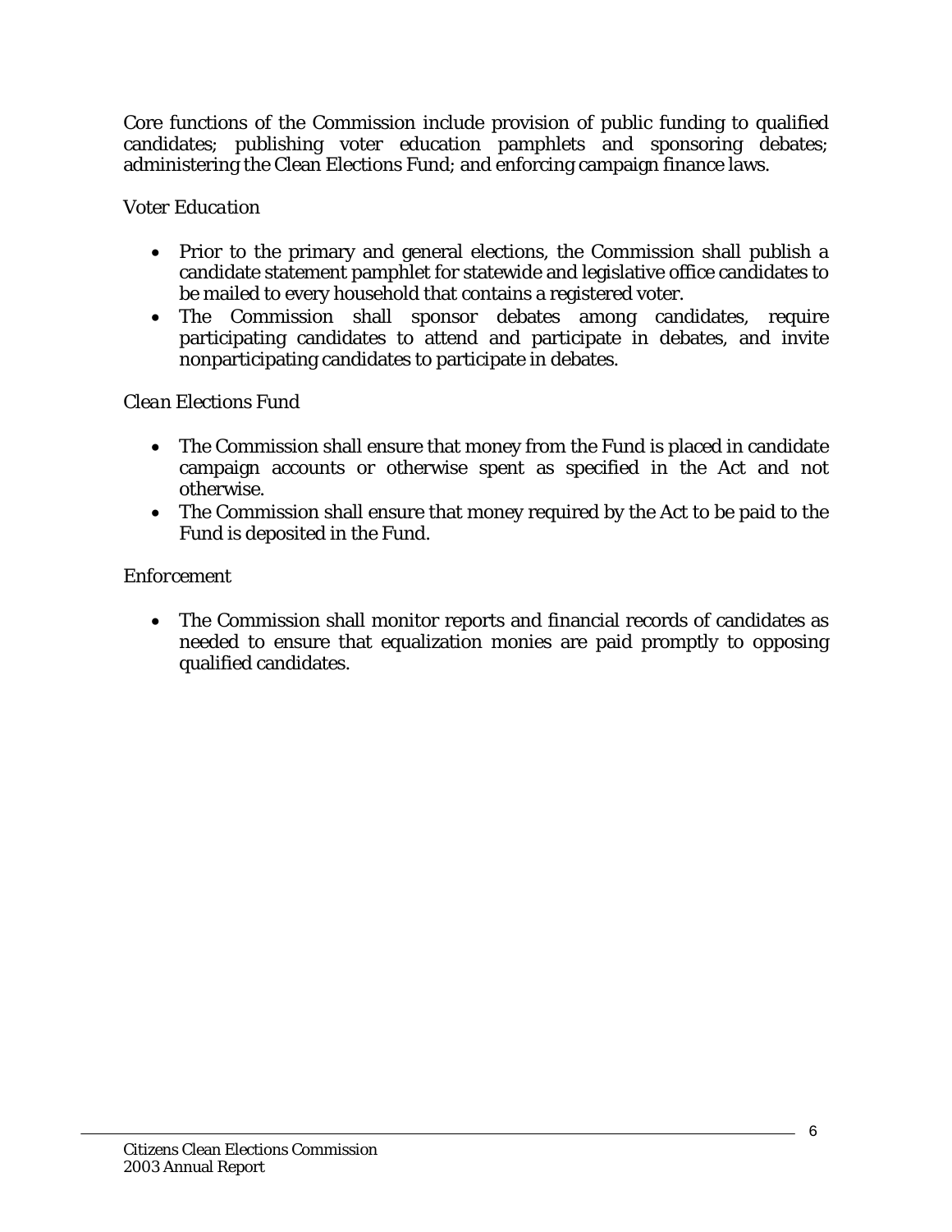Core functions of the Commission include provision of public funding to qualified candidates; publishing voter education pamphlets and sponsoring debates; administering the Clean Elections Fund; and enforcing campaign finance laws.

*Voter Education*

- Prior to the primary and general elections, the Commission shall publish a candidate statement pamphlet for statewide and legislative office candidates to be mailed to every household that contains a registered voter.
- The Commission shall sponsor debates among candidates, require participating candidates to attend and participate in debates, and invite nonparticipating candidates to participate in debates.

*Clean Elections Fund*

- The Commission shall ensure that money from the Fund is placed in candidate campaign accounts or otherwise spent as specified in the Act and not otherwise.
- The Commission shall ensure that money required by the Act to be paid to the Fund is deposited in the Fund.

*Enforcement*

- The Commission shall monitor reports and financial records of candidates as needed to ensure that equalization monies are paid promptly to opposing qualified candidates.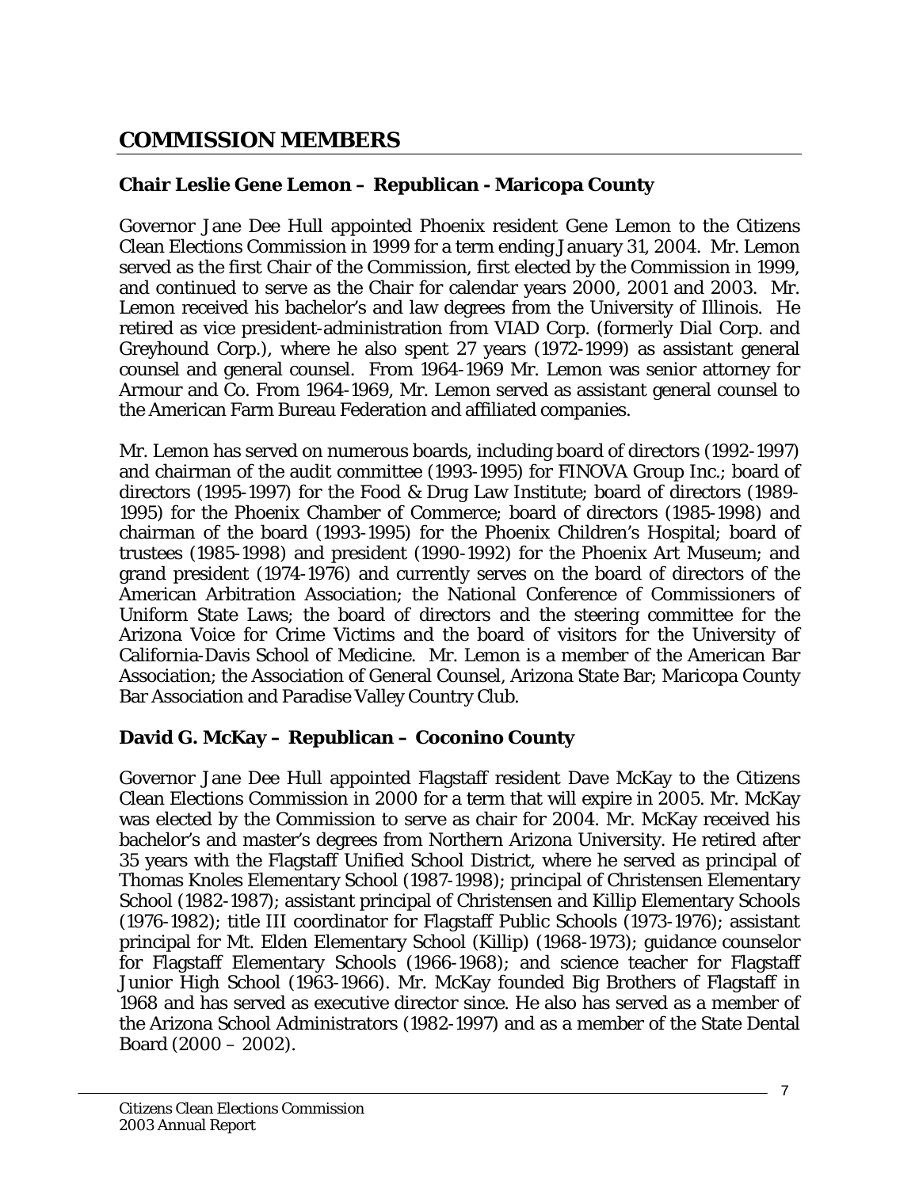## COMMISSION MEMBERS

### Chair Leslie Gene Lemon – Republican - Maricopa County

Governor Jane Dee Hull appointed Phoenix resident Gene Lemon to the Citizens Clean Elections Commission in 1999 for a term ending January 31, 2004. Mr. Lemon served as the first Chair of the Commission, first elected by the Commission in 1999, and continued to serve as the Chair for calendar years 2000, 2001 and 2003. Mr. Lemon received his bachelor's and law degrees from the University of Illinois. He retired as vice president-administration from VIAD Corp. (formerly Dial Corp. and Greyhound Corp.), where he also spent 27 years (1972-1999) as assistant general counsel and general counsel. From 1964-1969 Mr. Lemon was senior attorney for Armour and Co. From 1964-1969, Mr. Lemon served as assistant general counsel to the American Farm Bureau Federation and affiliated companies.

Mr. Lemon has served on numerous boards, including board of directors (1992-1997) and chairman of the audit committee (1993-1995) for FINOVA Group Inc.; board of directors (1995-1997) for the Food & Drug Law Institute; board of directors (1989-1995) for the Phoenix Chamber of Commerce; board of directors (1985-1998) and chairman of the board (1993-1995) for the Phoenix Children's Hospital; board of trustees (1985-1998) and president (1990-1992) for the Phoenix Art Museum; and grand president (1974-1976) and currently serves on the board of directors of the American Arbitration Association; the National Conference of Commissioners of Uniform State Laws; the board of directors and the steering committee for the Arizona Voice for Crime Victims and the board of visitors for the University of California-Davis School of Medicine. Mr. Lemon is a member of the American Bar Association; the Association of General Counsel, Arizona State Bar; Maricopa County Bar Association and Paradise Valley Country Club.

### David G. McKay – Republican – Coconino County

Governor Jane Dee Hull appointed Flagstaff resident Dave McKay to the Citizens Clean Elections Commission in 2000 for a term that will expire in 2005. Mr. McKay was elected by the Commission to serve as chair for 2004. Mr. McKay received his bachelor's and master's degrees from Northern Arizona University. He retired after 35 years with the Flagstaff Unified School District, where he served as principal of Thomas Knoles Elementary School (1987-1998); principal of Christensen Elementary School (1982-1987); assistant principal of Christensen and Killip Elementary Schools (1976-1982); title III coordinator for Flagstaff Public Schools (1973-1976); assistant principal for Mt. Elden Elementary School (Killip) (1968-1973); guidance counselor for Flagstaff Elementary Schools (1966-1968); and science teacher for Flagstaff Junior High School (1963-1966). Mr. McKay founded Big Brothers of Flagstaff in 1968 and has served as executive director since. He also has served as a member of the Arizona School Administrators (1982-1997) and as a member of the State Dental Board (2000 – 2002).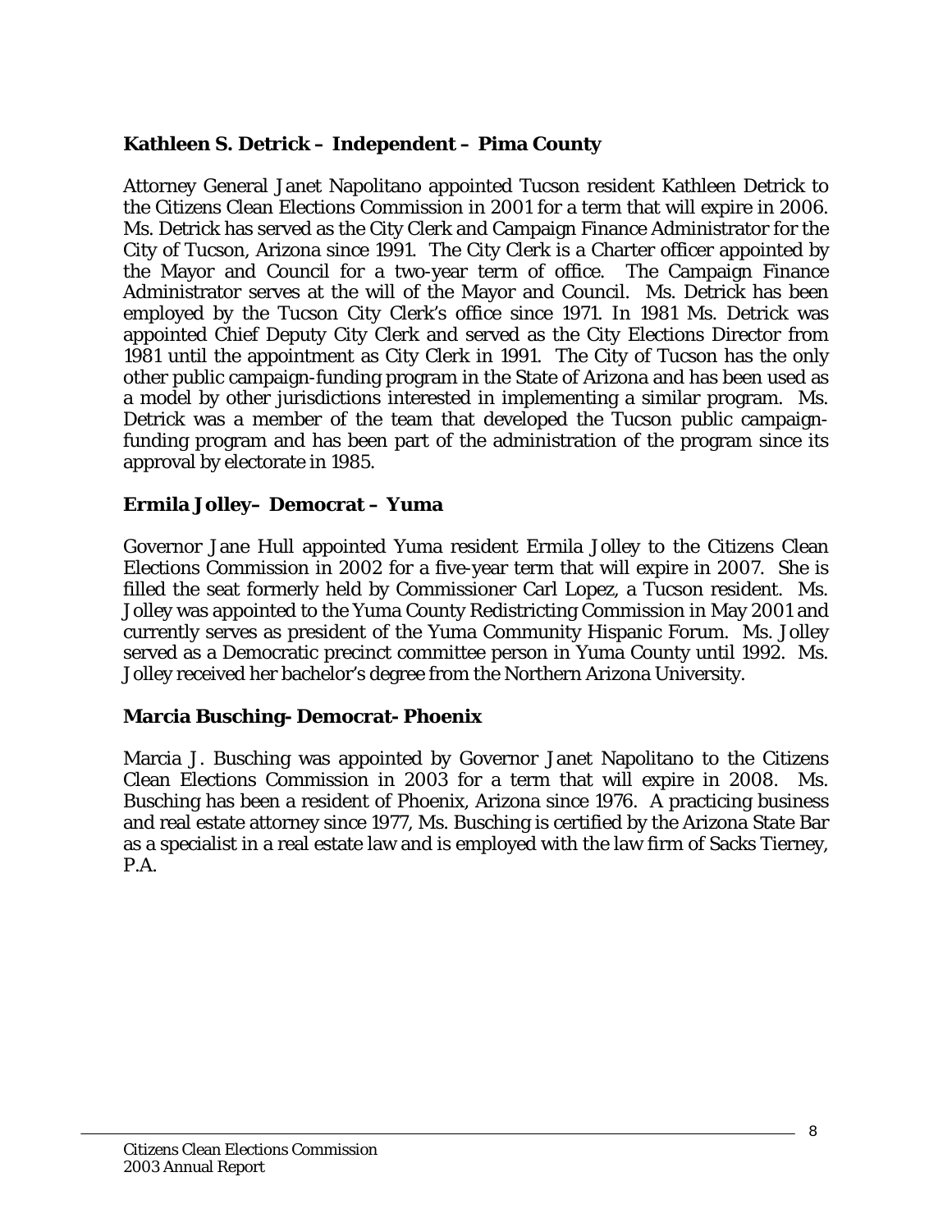**Kathleen S. Detrick – Independent – Pima County**

Attorney General Janet Napolitano appointed Tucson resident Kathleen Detrick to the Citizens Clean Elections Commission in 2001 for a term that will expire in 2006. Ms. Detrick has served as the City Clerk and Campaign Finance Administrator for the City of Tucson, Arizona since 1991. The City Clerk is a Charter officer appointed by the Mayor and Council for a two-year term of office. The Campaign Finance Administrator serves at the will of the Mayor and Council. Ms. Detrick has been employed by the Tucson City Clerk's office since 1971. In 1981 Ms. Detrick was appointed Chief Deputy City Clerk and served as the City Elections Director from 1981 until the appointment as City Clerk in 1991. The City of Tucson has the only other public campaign-funding program in the State of Arizona and has been used as a model by other jurisdictions interested in implementing a similar program. Ms. Detrick was a member of the team that developed the Tucson public campaign-funding program and has been part of the administration of the program since its approval by electorate in 1985.

**Ermila Jolley– Democrat – Yuma**

Governor Jane Hull appointed Yuma resident Ermila Jolley to the Citizens Clean Elections Commission in 2002 for a five-year term that will expire in 2007. She is filled the seat formerly held by Commissioner Carl Lopez, a Tucson resident. Ms. Jolley was appointed to the Yuma County Redistricting Commission in May 2001 and currently serves as president of the Yuma Community Hispanic Forum. Ms. Jolley served as a Democratic precinct committee person in Yuma County until 1992. Ms. Jolley received her bachelor's degree from the Northern Arizona University.

**Marcia Busching- Democrat- Phoenix**

Marcia J. Busching was appointed by Governor Janet Napolitano to the Citizens Clean Elections Commission in 2003 for a term that will expire in 2008. Ms. Busching has been a resident of Phoenix, Arizona since 1976. A practicing business and real estate attorney since 1977, Ms. Busching is certified by the Arizona State Bar as a specialist in a real estate law and is employed with the law firm of Sacks Tierney, P.A.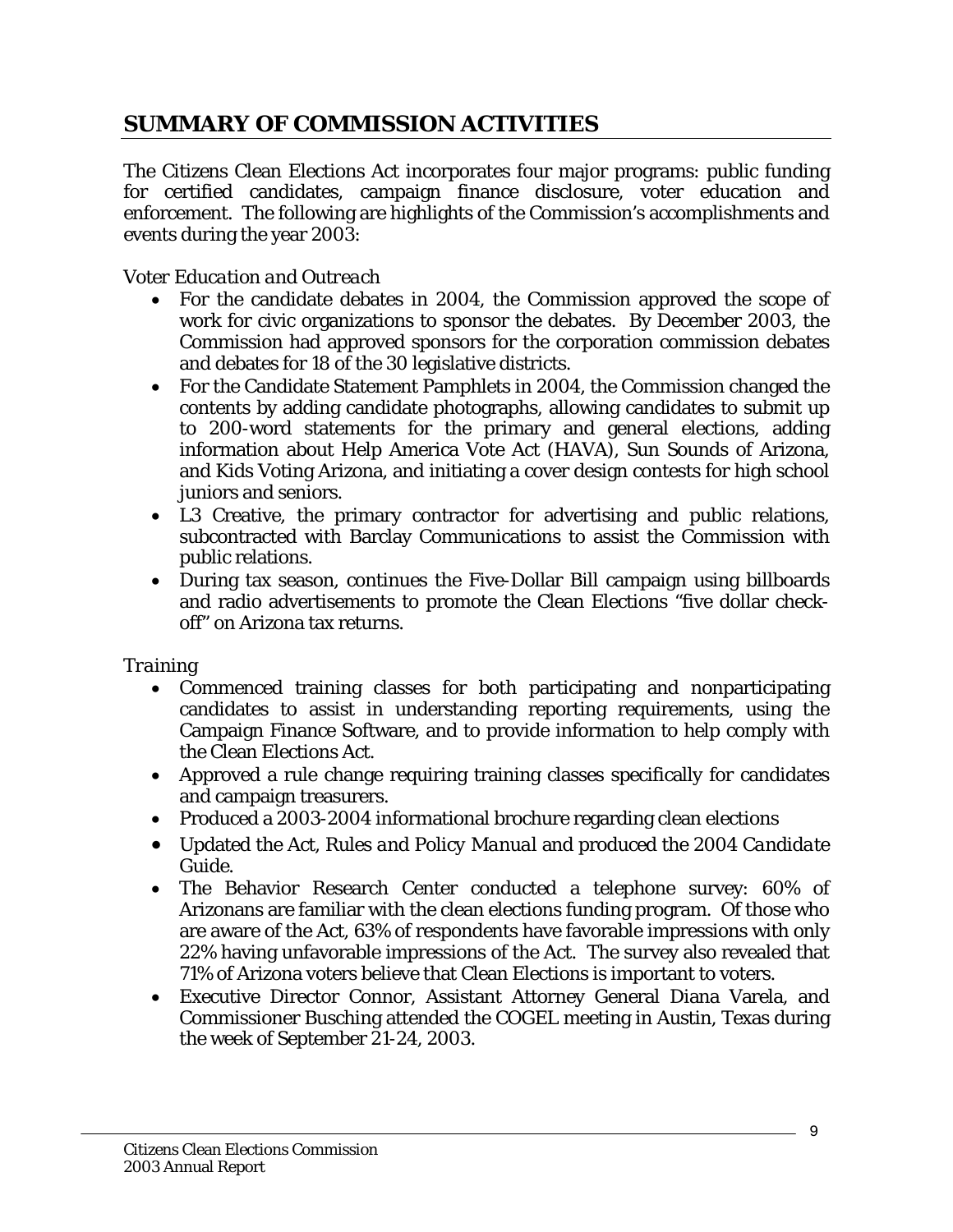## SUMMARY OF COMMISSION ACTIVITIES

The Citizens Clean Elections Act incorporates four major programs: public funding for certified candidates, campaign finance disclosure, voter education and enforcement. The following are highlights of the Commission's accomplishments and events during the year 2003:

*Voter Education and Outreach*

- For the candidate debates in 2004, the Commission approved the scope of work for civic organizations to sponsor the debates. By December 2003, the Commission had approved sponsors for the corporation commission debates and debates for 18 of the 30 legislative districts.
- For the Candidate Statement Pamphlets in 2004, the Commission changed the contents by adding candidate photographs, allowing candidates to submit up to 200-word statements for the primary and general elections, adding information about Help America Vote Act (HAVA), Sun Sounds of Arizona, and Kids Voting Arizona, and initiating a cover design contests for high school juniors and seniors.
- L3 Creative, the primary contractor for advertising and public relations, subcontracted with Barclay Communications to assist the Commission with public relations.
- During tax season, continues the Five-Dollar Bill campaign using billboards and radio advertisements to promote the Clean Elections "five dollar check-off" on Arizona tax returns.

*Training*

- Commenced training classes for both participating and nonparticipating candidates to assist in understanding reporting requirements, using the Campaign Finance Software, and to provide information to help comply with the Clean Elections Act.
- Approved a rule change requiring training classes specifically for candidates and campaign treasurers.
- Produced a 2003-2004 informational brochure regarding clean elections
- Updated the *Act, Rules and Policy Manual* and produced the *2004 Candidate Guide.*
- The Behavior Research Center conducted a telephone survey: 60% of Arizonans are familiar with the clean elections funding program. Of those who are aware of the Act, 63% of respondents have favorable impressions with only 22% having unfavorable impressions of the Act. The survey also revealed that 71% of Arizona voters believe that Clean Elections is important to voters.
- Executive Director Connor, Assistant Attorney General Diana Varela, and Commissioner Busching attended the COGEL meeting in Austin, Texas during the week of September 21-24, 2003.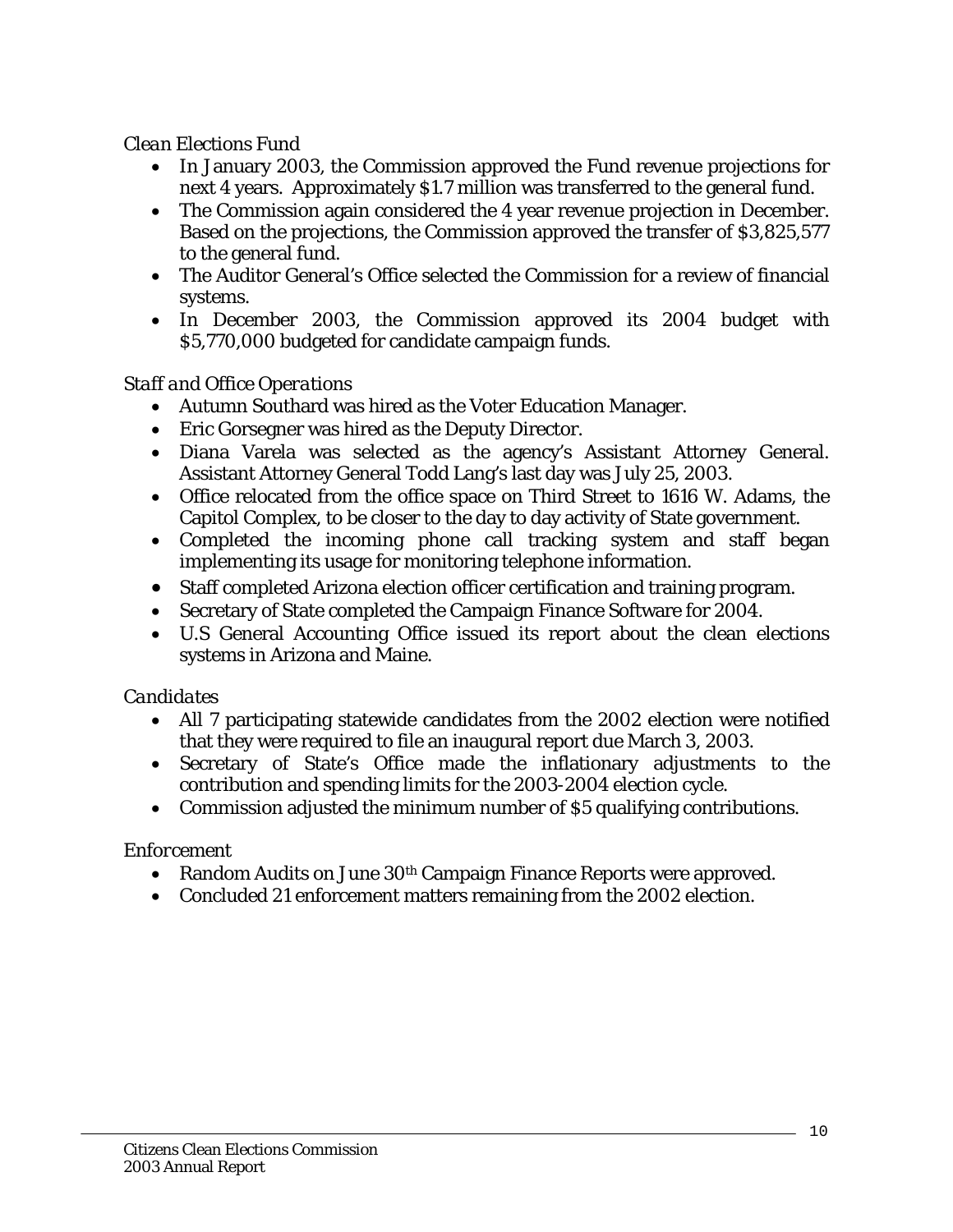*Clean Elections Fund*

- In January 2003, the Commission approved the Fund revenue projections for next 4 years. Approximately $1.7 million was transferred to the general fund.
- The Commission again considered the 4 year revenue projection in December. Based on the projections, the Commission approved the transfer of $3,825,577 to the general fund.
- The Auditor General's Office selected the Commission for a review of financial systems.
- In December 2003, the Commission approved its 2004 budget with $5,770,000 budgeted for candidate campaign funds.

*Staff and Office Operations*

- Autumn Southard was hired as the Voter Education Manager.
- Eric Gorsegner was hired as the Deputy Director.
- Diana Varela was selected as the agency's Assistant Attorney General. Assistant Attorney General Todd Lang's last day was July 25, 2003.
- Office relocated from the office space on Third Street to 1616 W. Adams, the Capitol Complex, to be closer to the day to day activity of State government.
- Completed the incoming phone call tracking system and staff began implementing its usage for monitoring telephone information.
- Staff completed Arizona election officer certification and training program.
- Secretary of State completed the Campaign Finance Software for 2004.
- U.S General Accounting Office issued its report about the clean elections systems in Arizona and Maine.

*Candidates*

- All 7 participating statewide candidates from the 2002 election were notified that they were required to file an inaugural report due March 3, 2003.
- Secretary of State's Office made the inflationary adjustments to the contribution and spending limits for the 2003-2004 election cycle.
- Commission adjusted the minimum number of $5 qualifying contributions.

*Enforcement*

- Random Audits on June 30th Campaign Finance Reports were approved.
- Concluded 21 enforcement matters remaining from the 2002 election.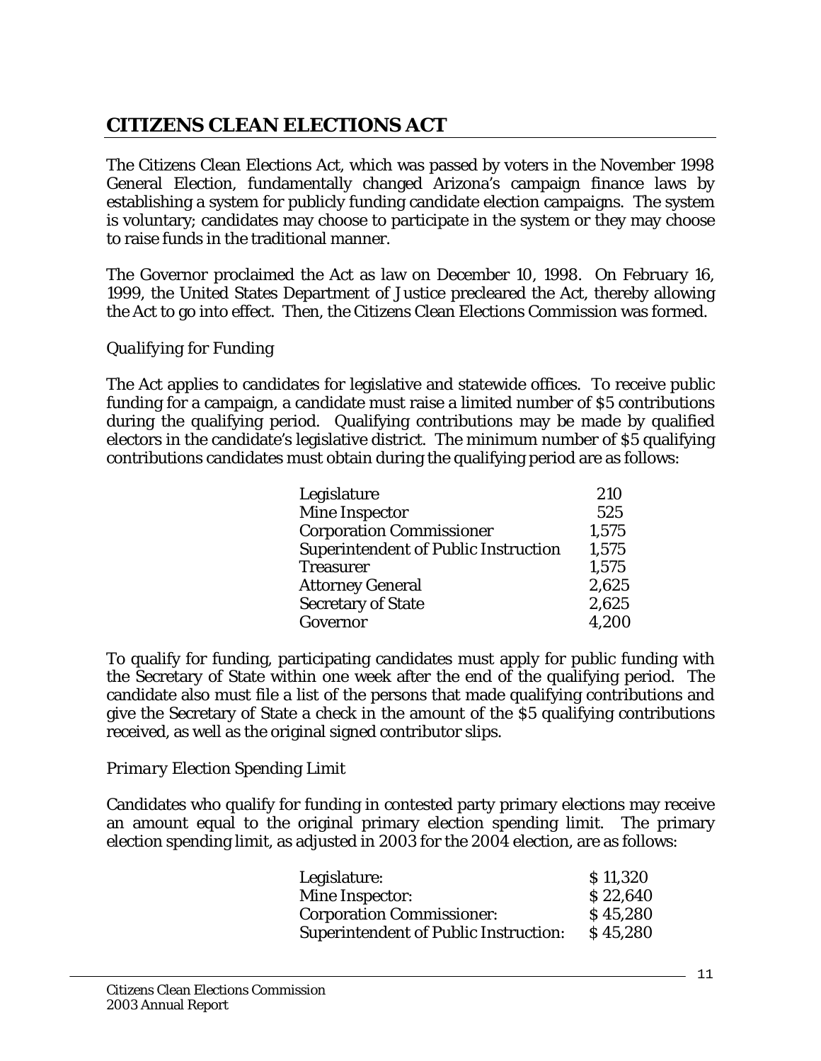## CITIZENS CLEAN ELECTIONS ACT

The Citizens Clean Elections Act, which was passed by voters in the November 1998 General Election, fundamentally changed Arizona's campaign finance laws by establishing a system for publicly funding candidate election campaigns. The system is voluntary; candidates may choose to participate in the system or they may choose to raise funds in the traditional manner.

The Governor proclaimed the Act as law on December 10, 1998. On February 16, 1999, the United States Department of Justice precleared the Act, thereby allowing the Act to go into effect. Then, the Citizens Clean Elections Commission was formed.

*Qualifying for Funding*

The Act applies to candidates for legislative and statewide offices. To receive public funding for a campaign, a candidate must raise a limited number of $5 contributions during the qualifying period. Qualifying contributions may be made by qualified electors in the candidate's legislative district. The minimum number of $5 qualifying contributions candidates must obtain during the qualifying period are as follows:

| | |
|---|---|
| Legislature | 210 |
| Mine Inspector | 525 |
| Corporation Commissioner | 1,575 |
| Superintendent of Public Instruction | 1,575 |
| Treasurer | 1,575 |
| Attorney General | 2,625 |
| Secretary of State | 2,625 |
| Governor | 4,200 |

To qualify for funding, participating candidates must apply for public funding with the Secretary of State within one week after the end of the qualifying period. The candidate also must file a list of the persons that made qualifying contributions and give the Secretary of State a check in the amount of the $5 qualifying contributions received, as well as the original signed contributor slips.

*Primary Election Spending Limit*

Candidates who qualify for funding in contested party primary elections may receive an amount equal to the original primary election spending limit. The primary election spending limit, as adjusted in 2003 for the 2004 election, are as follows:

| | |
|---|---|
| Legislature: | $ 11,320 |
| Mine Inspector: | $ 22,640 |
| Corporation Commissioner: | $ 45,280 |
| Superintendent of Public Instruction: | $ 45,280 |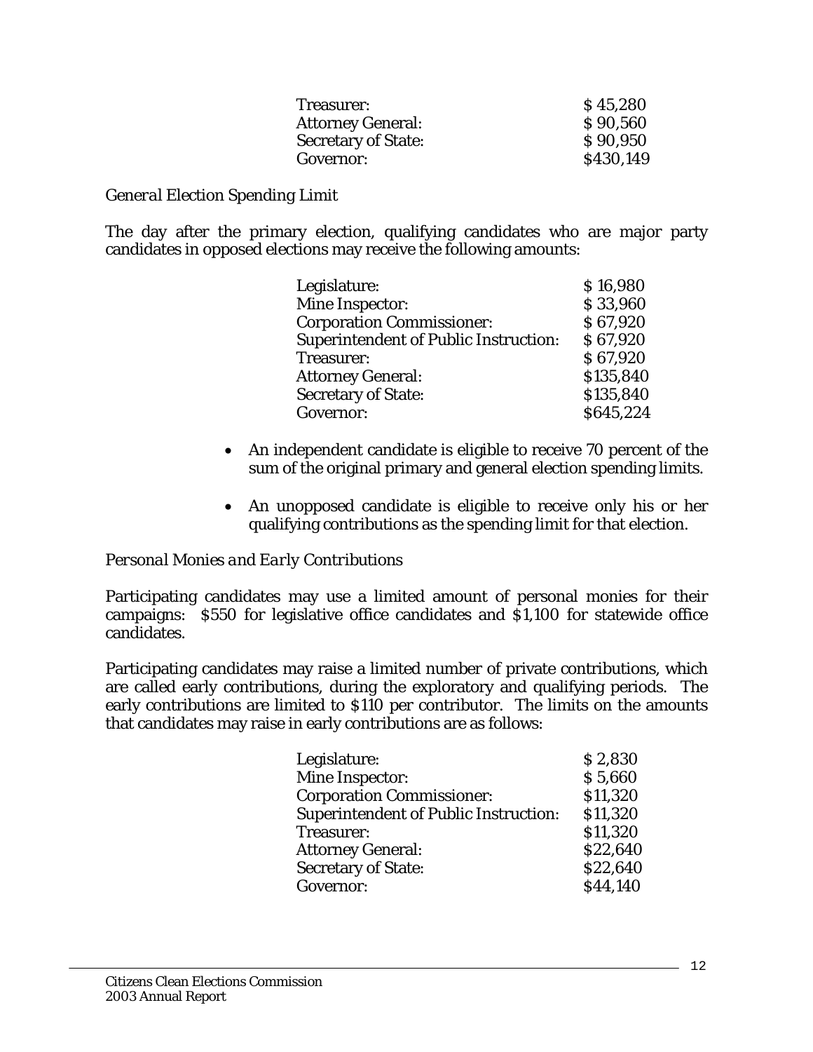| | |
|---|---|
| Treasurer: | $ 45,280 |
| Attorney General: | $ 90,560 |
| Secretary of State: | $ 90,950 |
| Governor: | $430,149 |

*General Election Spending Limit*

The day after the primary election, qualifying candidates who are major party candidates in opposed elections may receive the following amounts:

| | |
|---|---|
| Legislature: | $ 16,980 |
| Mine Inspector: | $ 33,960 |
| Corporation Commissioner: | $ 67,920 |
| Superintendent of Public Instruction: | $ 67,920 |
| Treasurer: | $ 67,920 |
| Attorney General: | $135,840 |
| Secretary of State: | $135,840 |
| Governor: | $645,224 |

- An independent candidate is eligible to receive 70 percent of the sum of the original primary and general election spending limits.
- An unopposed candidate is eligible to receive only his or her qualifying contributions as the spending limit for that election.

*Personal Monies and Early Contributions*

Participating candidates may use a limited amount of personal monies for their campaigns: $550 for legislative office candidates and $1,100 for statewide office candidates.

Participating candidates may raise a limited number of private contributions, which are called early contributions, during the exploratory and qualifying periods. The early contributions are limited to $110 per contributor. The limits on the amounts that candidates may raise in early contributions are as follows:

| | |
|---|---|
| Legislature: | $ 2,830 |
| Mine Inspector: | $ 5,660 |
| Corporation Commissioner: | $11,320 |
| Superintendent of Public Instruction: | $11,320 |
| Treasurer: | $11,320 |
| Attorney General: | $22,640 |
| Secretary of State: | $22,640 |
| Governor: | $44,140 |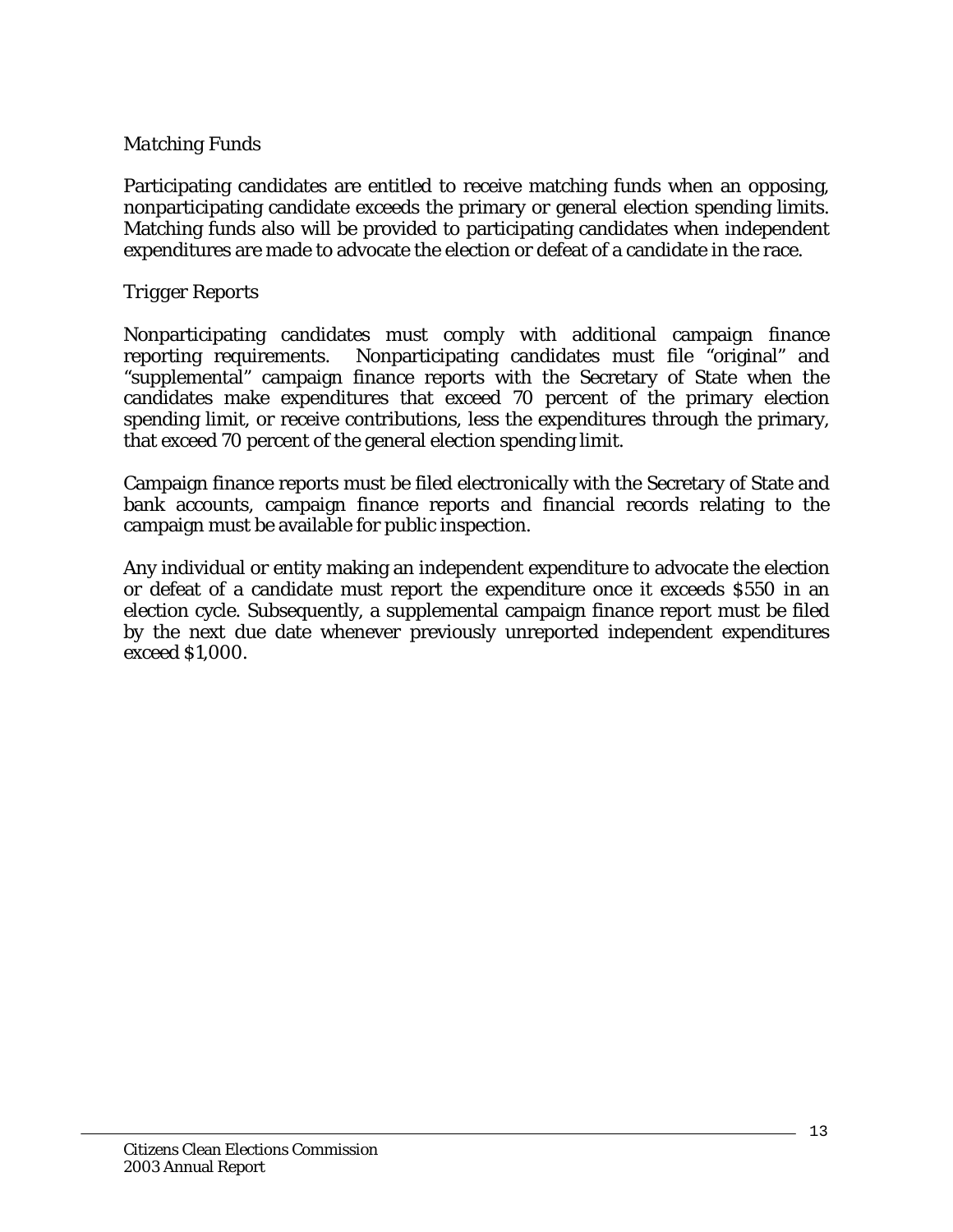*Matching Funds*

Participating candidates are entitled to receive matching funds when an opposing, nonparticipating candidate exceeds the primary or general election spending limits. Matching funds also will be provided to participating candidates when independent expenditures are made to advocate the election or defeat of a candidate in the race.

*Trigger Reports*

Nonparticipating candidates must comply with additional campaign finance reporting requirements. Nonparticipating candidates must file "original" and "supplemental" campaign finance reports with the Secretary of State when the candidates make expenditures that exceed 70 percent of the primary election spending limit, or receive contributions, less the expenditures through the primary, that exceed 70 percent of the general election spending limit.

Campaign finance reports must be filed electronically with the Secretary of State and bank accounts, campaign finance reports and financial records relating to the campaign must be available for public inspection.

Any individual or entity making an independent expenditure to advocate the election or defeat of a candidate must report the expenditure once it exceeds $550 in an election cycle. Subsequently, a supplemental campaign finance report must be filed by the next due date whenever previously unreported independent expenditures exceed $1,000.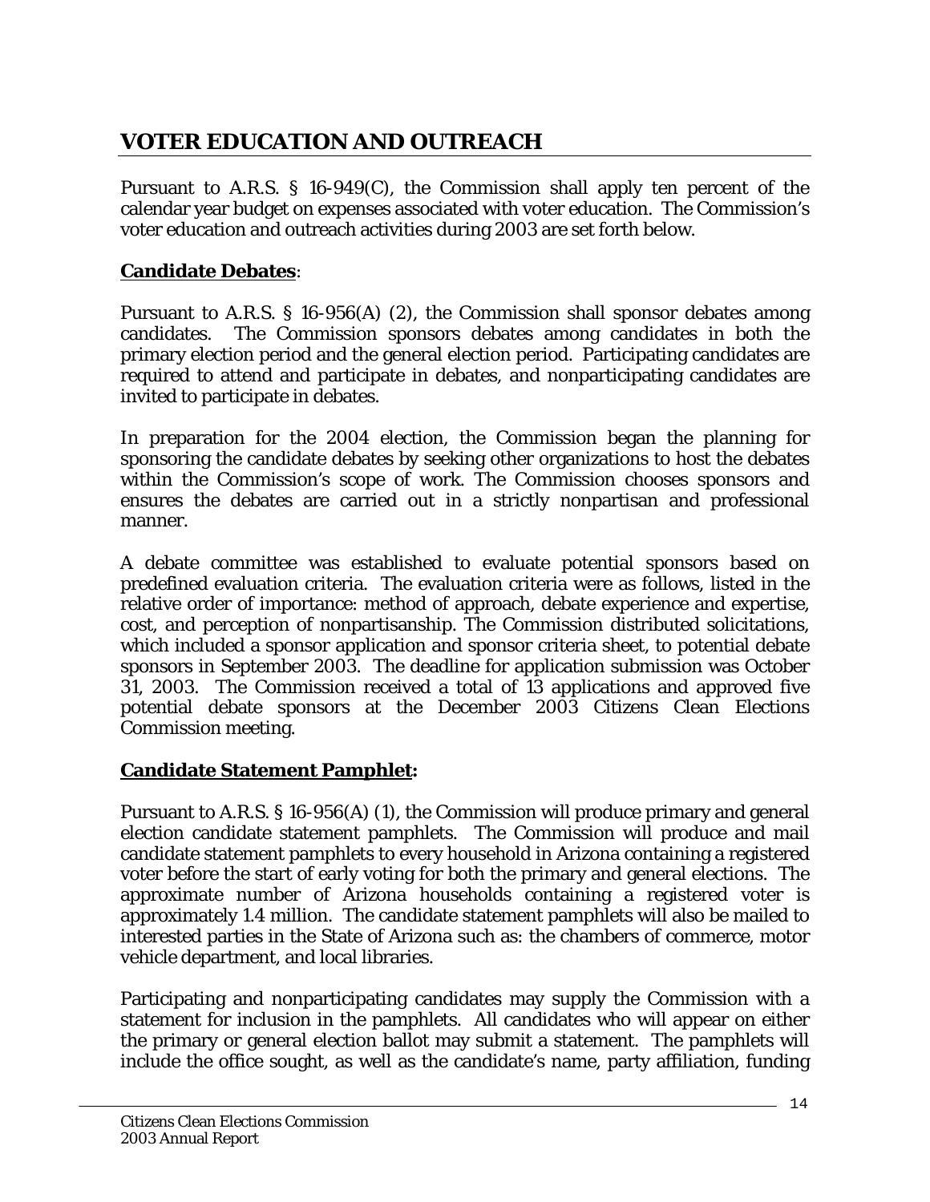# VOTER EDUCATION AND OUTREACH

Pursuant to A.R.S. § 16-949(C), the Commission shall apply ten percent of the calendar year budget on expenses associated with voter education. The Commission's voter education and outreach activities during 2003 are set forth below.

**Candidate Debates**:

Pursuant to A.R.S. § 16-956(A) (2), the Commission shall sponsor debates among candidates. The Commission sponsors debates among candidates in both the primary election period and the general election period. Participating candidates are required to attend and participate in debates, and nonparticipating candidates are invited to participate in debates.

In preparation for the 2004 election, the Commission began the planning for sponsoring the candidate debates by seeking other organizations to host the debates within the Commission's scope of work. The Commission chooses sponsors and ensures the debates are carried out in a strictly nonpartisan and professional manner.

A debate committee was established to evaluate potential sponsors based on predefined evaluation criteria. The evaluation criteria were as follows, listed in the relative order of importance: method of approach, debate experience and expertise, cost, and perception of nonpartisanship. The Commission distributed solicitations, which included a sponsor application and sponsor criteria sheet, to potential debate sponsors in September 2003. The deadline for application submission was October 31, 2003. The Commission received a total of 13 applications and approved five potential debate sponsors at the December 2003 Citizens Clean Elections Commission meeting.

**Candidate Statement Pamphlet:**

Pursuant to A.R.S. § 16-956(A) (1), the Commission will produce primary and general election candidate statement pamphlets. The Commission will produce and mail candidate statement pamphlets to every household in Arizona containing a registered voter before the start of early voting for both the primary and general elections. The approximate number of Arizona households containing a registered voter is approximately 1.4 million. The candidate statement pamphlets will also be mailed to interested parties in the State of Arizona such as: the chambers of commerce, motor vehicle department, and local libraries.

Participating and nonparticipating candidates may supply the Commission with a statement for inclusion in the pamphlets. All candidates who will appear on either the primary or general election ballot may submit a statement. The pamphlets will include the office sought, as well as the candidate's name, party affiliation, funding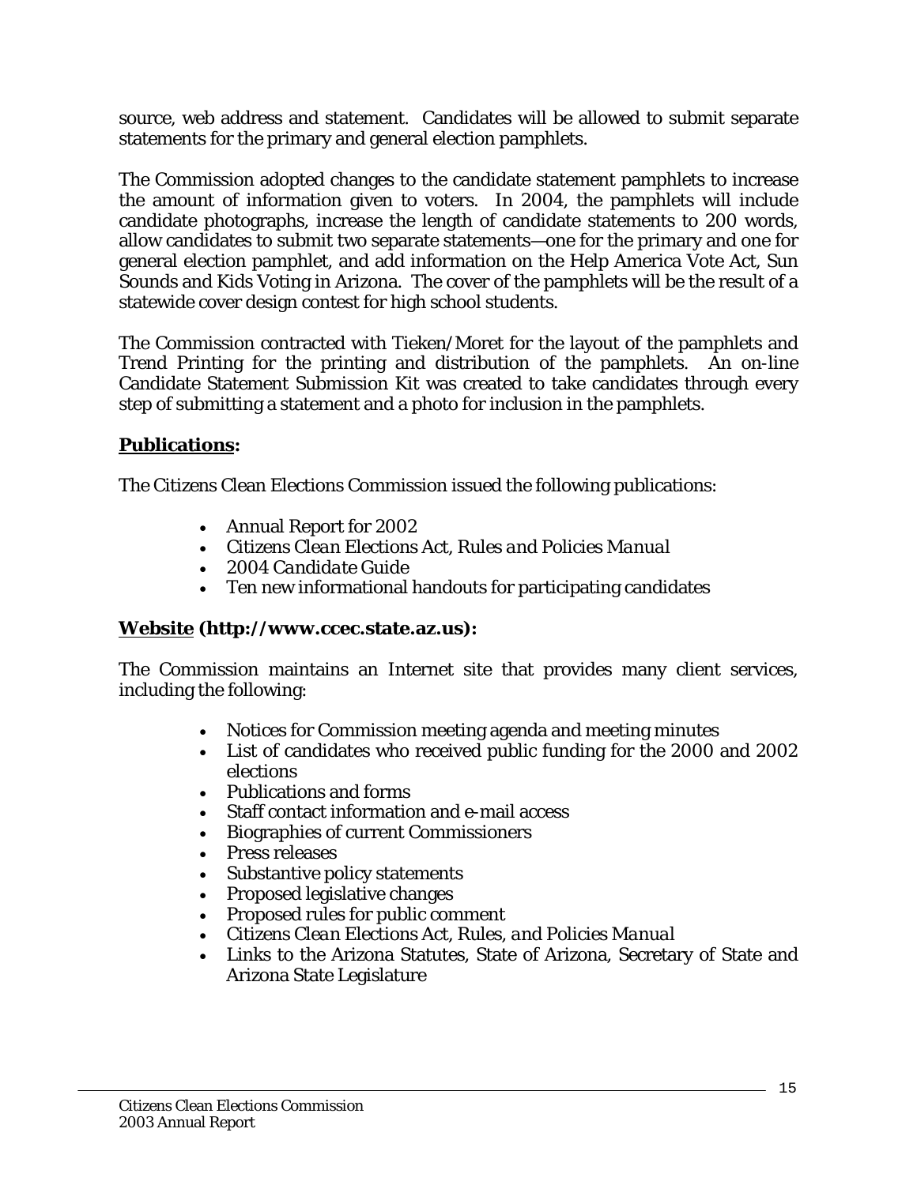source, web address and statement. Candidates will be allowed to submit separate statements for the primary and general election pamphlets.

The Commission adopted changes to the candidate statement pamphlets to increase the amount of information given to voters. In 2004, the pamphlets will include candidate photographs, increase the length of candidate statements to 200 words, allow candidates to submit two separate statements—one for the primary and one for general election pamphlet, and add information on the Help America Vote Act, Sun Sounds and Kids Voting in Arizona. The cover of the pamphlets will be the result of a statewide cover design contest for high school students.

The Commission contracted with Tieken/Moret for the layout of the pamphlets and Trend Printing for the printing and distribution of the pamphlets. An on-line Candidate Statement Submission Kit was created to take candidates through every step of submitting a statement and a photo for inclusion in the pamphlets.

**Publications:**

The Citizens Clean Elections Commission issued the following publications:

- Annual Report for 2002
- *Citizens Clean Elections Act, Rules and Policies Manual*
- *2004 Candidate Guide*
- Ten new informational handouts for participating candidates

**Website (http://www.ccec.state.az.us):**

The Commission maintains an Internet site that provides many client services, including the following:

- Notices for Commission meeting agenda and meeting minutes
- List of candidates who received public funding for the 2000 and 2002 elections
- Publications and forms
- Staff contact information and e-mail access
- Biographies of current Commissioners
- Press releases
- Substantive policy statements
- Proposed legislative changes
- Proposed rules for public comment
- *Citizens Clean Elections Act, Rules, and Policies Manual*
- Links to the Arizona Statutes, State of Arizona, Secretary of State and Arizona State Legislature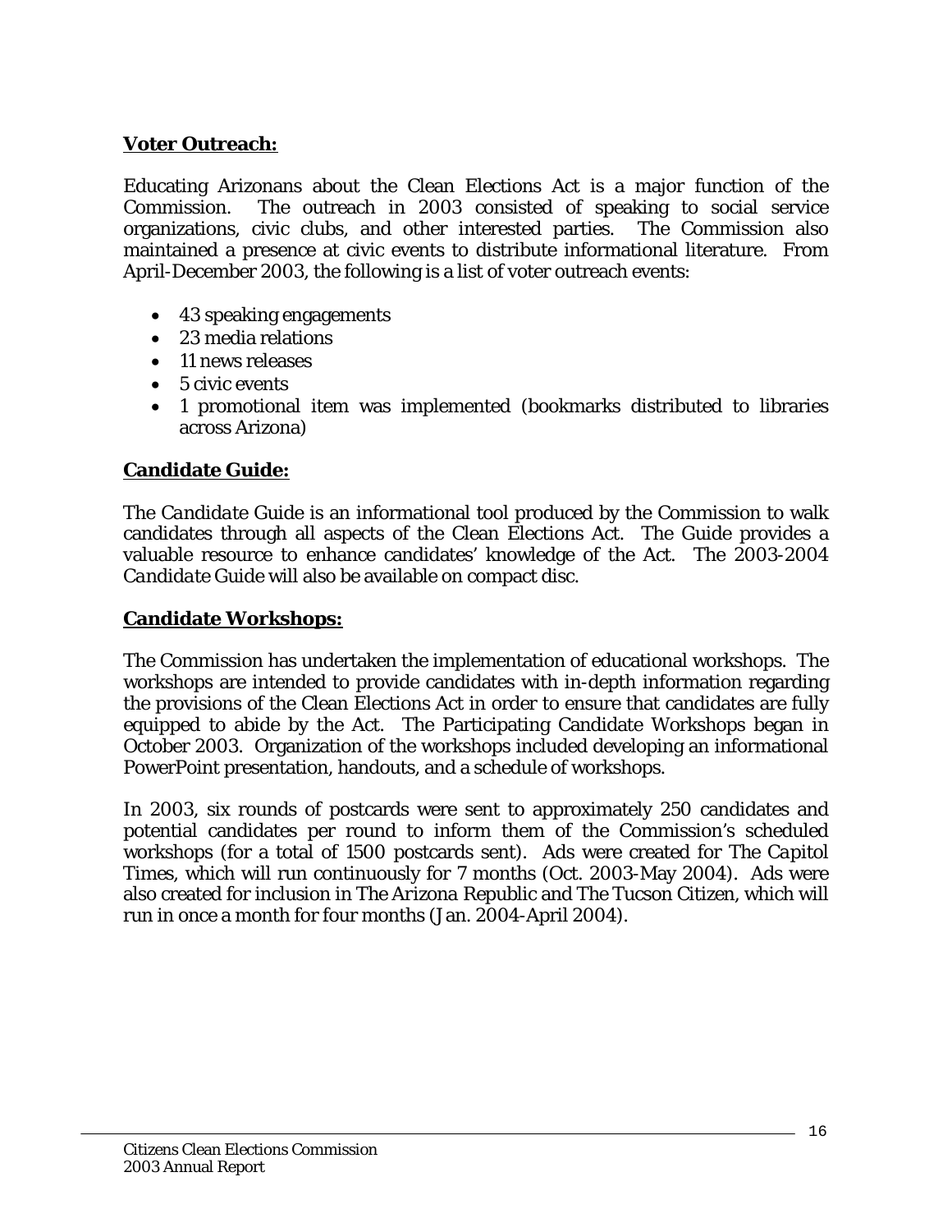**<u>Voter Outreach:</u>**

Educating Arizonans about the Clean Elections Act is a major function of the Commission. The outreach in 2003 consisted of speaking to social service organizations, civic clubs, and other interested parties. The Commission also maintained a presence at civic events to distribute informational literature. From April-December 2003, the following is a list of voter outreach events:

- 43 speaking engagements
- 23 media relations
- 11 news releases
- 5 civic events
- 1 promotional item was implemented (bookmarks distributed to libraries across Arizona)

**<u>Candidate Guide:</u>**

The *Candidate Guide* is an informational tool produced by the Commission to walk candidates through all aspects of the Clean Elections Act. The Guide provides a valuable resource to enhance candidates' knowledge of the Act. The 2003-2004 *Candidate Guide* will also be available on compact disc.

**<u>Candidate Workshops:</u>**

The Commission has undertaken the implementation of educational workshops. The workshops are intended to provide candidates with in-depth information regarding the provisions of the Clean Elections Act in order to ensure that candidates are fully equipped to abide by the Act. The Participating Candidate Workshops began in October 2003. Organization of the workshops included developing an informational PowerPoint presentation, handouts, and a schedule of workshops.

In 2003, six rounds of postcards were sent to approximately 250 candidates and potential candidates per round to inform them of the Commission's scheduled workshops (for a total of 1500 postcards sent). Ads were created for *The Capitol Times*, which will run continuously for 7 months (Oct. 2003-May 2004). Ads were also created for inclusion in The Arizona Republic and The Tucson Citizen, which will run in once a month for four months (Jan. 2004-April 2004).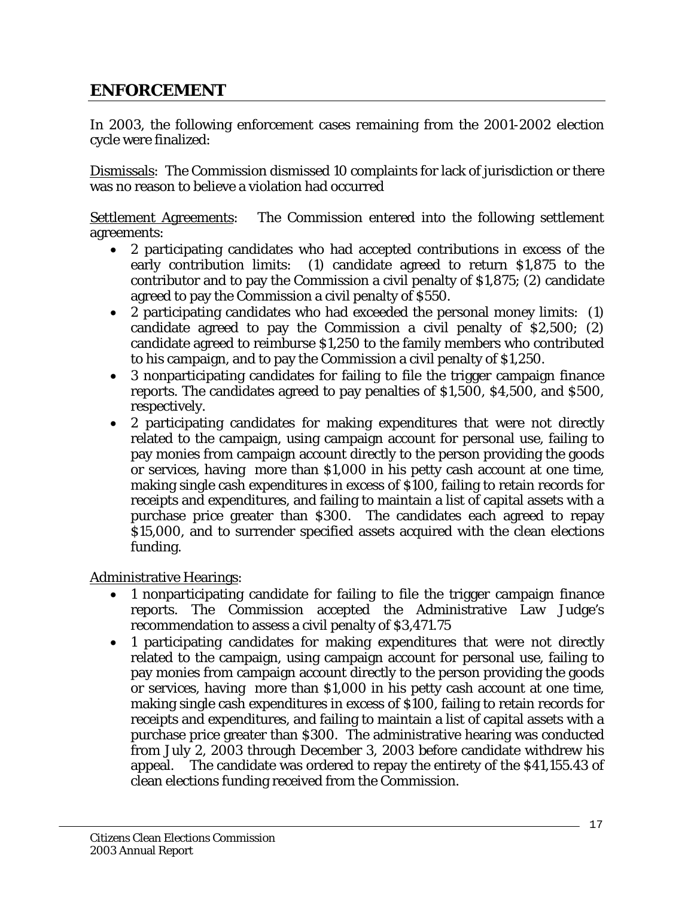## ENFORCEMENT

In 2003, the following enforcement cases remaining from the 2001-2002 election cycle were finalized:

Dismissals: The Commission dismissed 10 complaints for lack of jurisdiction or there was no reason to believe a violation had occurred

Settlement Agreements: The Commission entered into the following settlement agreements:

- 2 participating candidates who had accepted contributions in excess of the early contribution limits: (1) candidate agreed to return $1,875 to the contributor and to pay the Commission a civil penalty of $1,875; (2) candidate agreed to pay the Commission a civil penalty of $550.
- 2 participating candidates who had exceeded the personal money limits: (1) candidate agreed to pay the Commission a civil penalty of $2,500; (2) candidate agreed to reimburse $1,250 to the family members who contributed to his campaign, and to pay the Commission a civil penalty of $1,250.
- 3 nonparticipating candidates for failing to file the trigger campaign finance reports. The candidates agreed to pay penalties of $1,500, $4,500, and $500, respectively.
- 2 participating candidates for making expenditures that were not directly related to the campaign, using campaign account for personal use, failing to pay monies from campaign account directly to the person providing the goods or services, having more than $1,000 in his petty cash account at one time, making single cash expenditures in excess of $100, failing to retain records for receipts and expenditures, and failing to maintain a list of capital assets with a purchase price greater than $300. The candidates each agreed to repay $15,000, and to surrender specified assets acquired with the clean elections funding.

Administrative Hearings:

- 1 nonparticipating candidate for failing to file the trigger campaign finance reports. The Commission accepted the Administrative Law Judge's recommendation to assess a civil penalty of $3,471.75
- 1 participating candidates for making expenditures that were not directly related to the campaign, using campaign account for personal use, failing to pay monies from campaign account directly to the person providing the goods or services, having more than $1,000 in his petty cash account at one time, making single cash expenditures in excess of $100, failing to retain records for receipts and expenditures, and failing to maintain a list of capital assets with a purchase price greater than $300. The administrative hearing was conducted from July 2, 2003 through December 3, 2003 before candidate withdrew his appeal. The candidate was ordered to repay the entirety of the $41,155.43 of clean elections funding received from the Commission.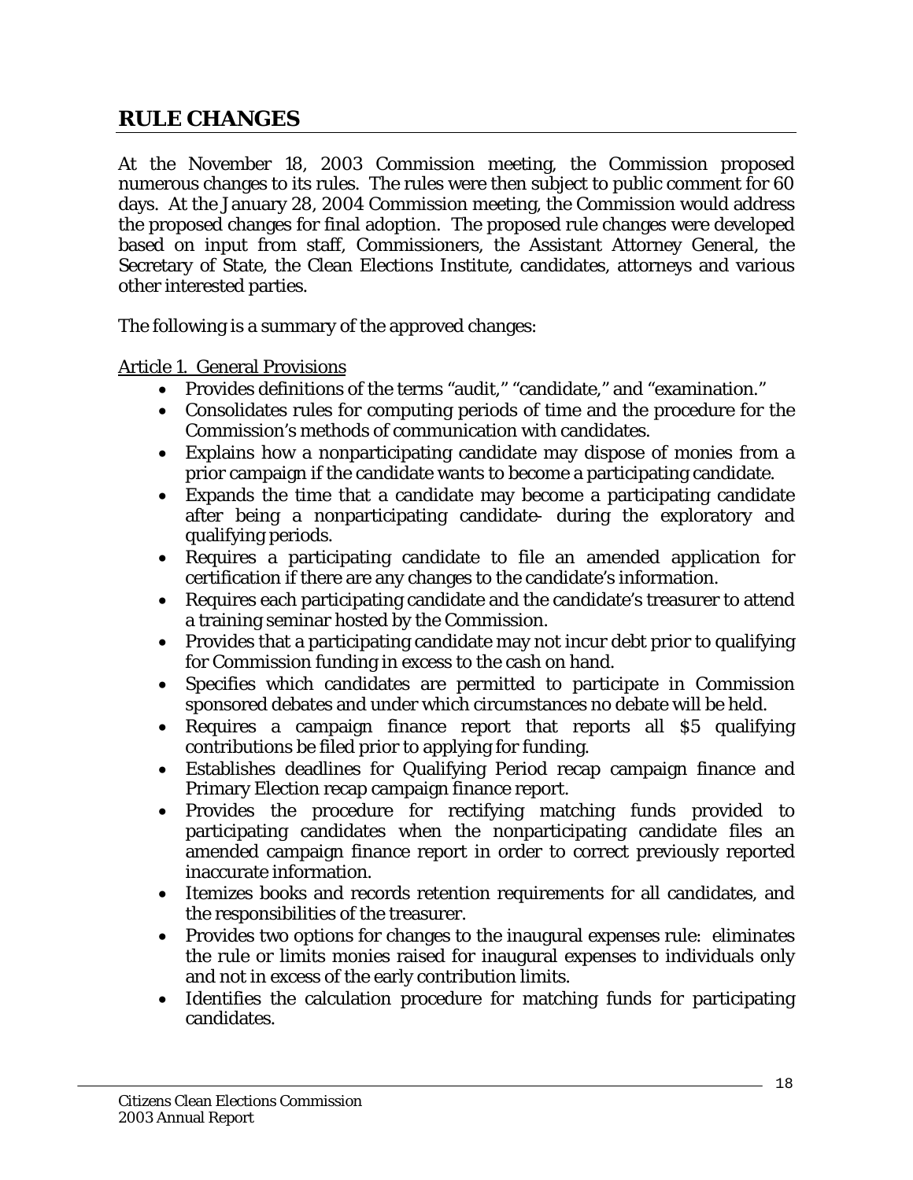## RULE CHANGES

At the November 18, 2003 Commission meeting, the Commission proposed numerous changes to its rules. The rules were then subject to public comment for 60 days. At the January 28, 2004 Commission meeting, the Commission would address the proposed changes for final adoption. The proposed rule changes were developed based on input from staff, Commissioners, the Assistant Attorney General, the Secretary of State, the Clean Elections Institute, candidates, attorneys and various other interested parties.

The following is a summary of the approved changes:

<u>Article 1. General Provisions</u>

- Provides definitions of the terms "audit," "candidate," and "examination."
- Consolidates rules for computing periods of time and the procedure for the Commission's methods of communication with candidates.
- Explains how a nonparticipating candidate may dispose of monies from a prior campaign if the candidate wants to become a participating candidate.
- Expands the time that a candidate may become a participating candidate after being a nonparticipating candidate- during the exploratory and qualifying periods.
- Requires a participating candidate to file an amended application for certification if there are any changes to the candidate's information.
- Requires each participating candidate and the candidate's treasurer to attend a training seminar hosted by the Commission.
- Provides that a participating candidate may not incur debt prior to qualifying for Commission funding in excess to the cash on hand.
- Specifies which candidates are permitted to participate in Commission sponsored debates and under which circumstances no debate will be held.
- Requires a campaign finance report that reports all $5 qualifying contributions be filed prior to applying for funding.
- Establishes deadlines for Qualifying Period recap campaign finance and Primary Election recap campaign finance report.
- Provides the procedure for rectifying matching funds provided to participating candidates when the nonparticipating candidate files an amended campaign finance report in order to correct previously reported inaccurate information.
- Itemizes books and records retention requirements for all candidates, and the responsibilities of the treasurer.
- Provides two options for changes to the inaugural expenses rule: eliminates the rule or limits monies raised for inaugural expenses to individuals only and not in excess of the early contribution limits.
- Identifies the calculation procedure for matching funds for participating candidates.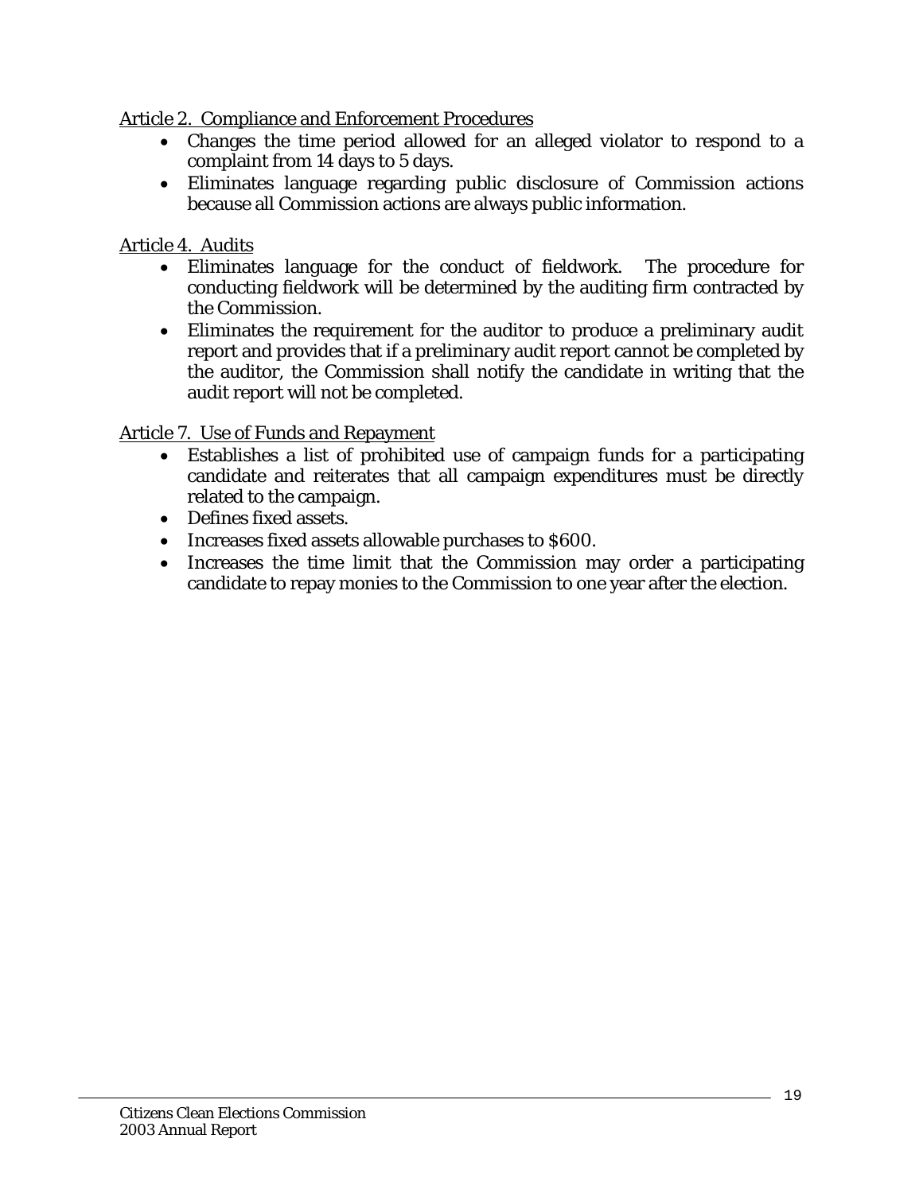Article 2. Compliance and Enforcement Procedures

- Changes the time period allowed for an alleged violator to respond to a complaint from 14 days to 5 days.
- Eliminates language regarding public disclosure of Commission actions because all Commission actions are always public information.

Article 4. Audits

- Eliminates language for the conduct of fieldwork. The procedure for conducting fieldwork will be determined by the auditing firm contracted by the Commission.
- Eliminates the requirement for the auditor to produce a preliminary audit report and provides that if a preliminary audit report cannot be completed by the auditor, the Commission shall notify the candidate in writing that the audit report will not be completed.

Article 7. Use of Funds and Repayment

- Establishes a list of prohibited use of campaign funds for a participating candidate and reiterates that all campaign expenditures must be directly related to the campaign.
- Defines fixed assets.
- Increases fixed assets allowable purchases to $600.
- Increases the time limit that the Commission may order a participating candidate to repay monies to the Commission to one year after the election.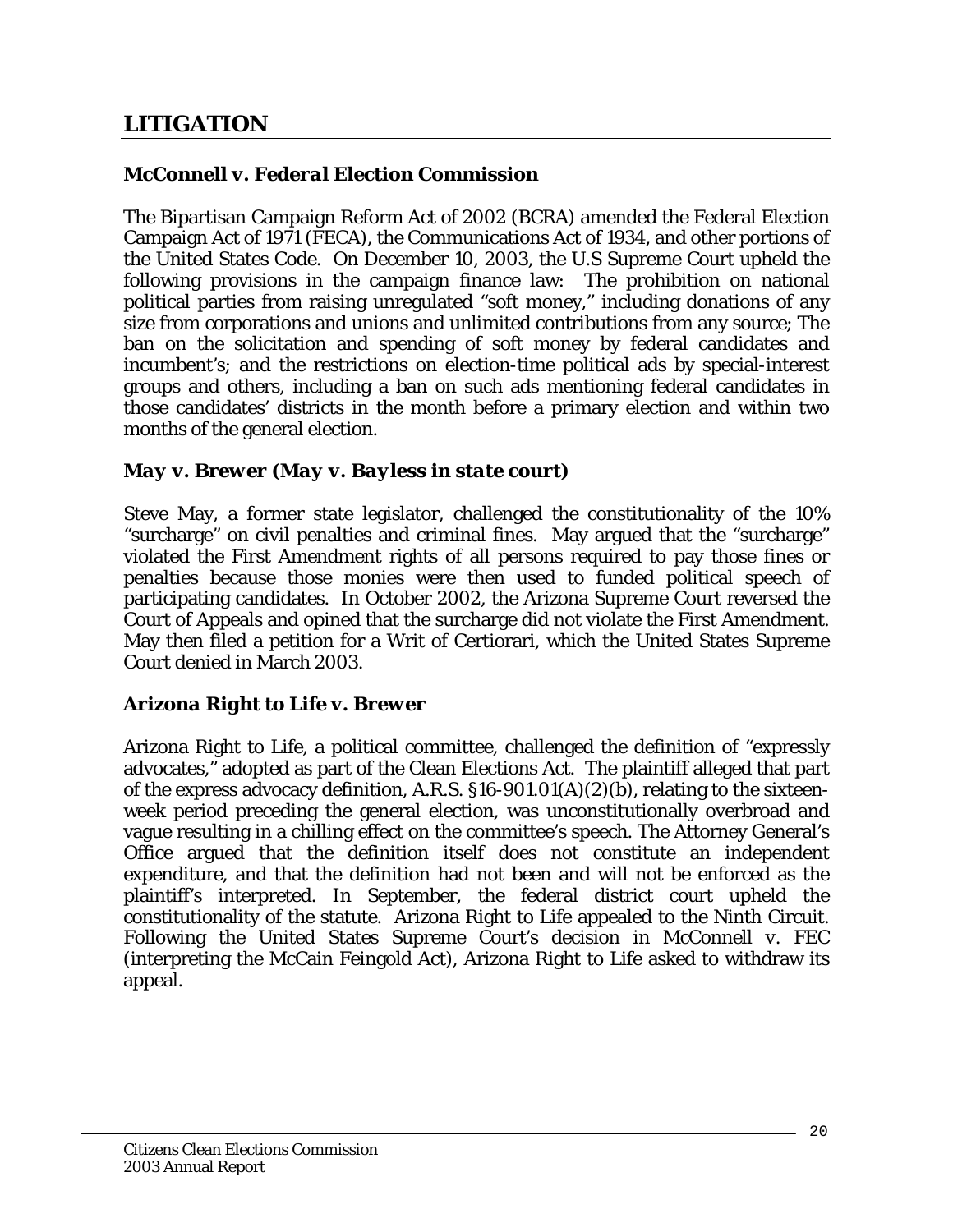## *LITIGATION*

### *McConnell v. Federal Election Commission*

The Bipartisan Campaign Reform Act of 2002 (BCRA) amended the Federal Election Campaign Act of 1971 (FECA), the Communications Act of 1934, and other portions of the United States Code. On December 10, 2003, the U.S Supreme Court upheld the following provisions in the campaign finance law: The prohibition on national political parties from raising unregulated "soft money," including donations of any size from corporations and unions and unlimited contributions from any source; The ban on the solicitation and spending of soft money by federal candidates and incumbent's; and the restrictions on election-time political ads by special-interest groups and others, including a ban on such ads mentioning federal candidates in those candidates' districts in the month before a primary election and within two months of the general election.

### *May v. Brewer (May v. Bayless in state court)*

Steve May, a former state legislator, challenged the constitutionality of the 10% "surcharge" on civil penalties and criminal fines. May argued that the "surcharge" violated the First Amendment rights of all persons required to pay those fines or penalties because those monies were then used to funded political speech of participating candidates. In October 2002, the Arizona Supreme Court reversed the Court of Appeals and opined that the surcharge did not violate the First Amendment. May then filed a petition for a Writ of Certiorari, which the United States Supreme Court denied in March 2003.

### *Arizona Right to Life v. Brewer*

Arizona Right to Life, a political committee, challenged the definition of "expressly advocates," adopted as part of the Clean Elections Act. The plaintiff alleged that part of the express advocacy definition, A.R.S. §16-901.01(A)(2)(b), relating to the sixteen-week period preceding the general election, was unconstitutionally overbroad and vague resulting in a chilling effect on the committee's speech. The Attorney General's Office argued that the definition itself does not constitute an independent expenditure, and that the definition had not been and will not be enforced as the plaintiff's interpreted. In September, the federal district court upheld the constitutionality of the statute. Arizona Right to Life appealed to the Ninth Circuit. Following the United States Supreme Court's decision in McConnell v. FEC (interpreting the McCain Feingold Act), Arizona Right to Life asked to withdraw its appeal.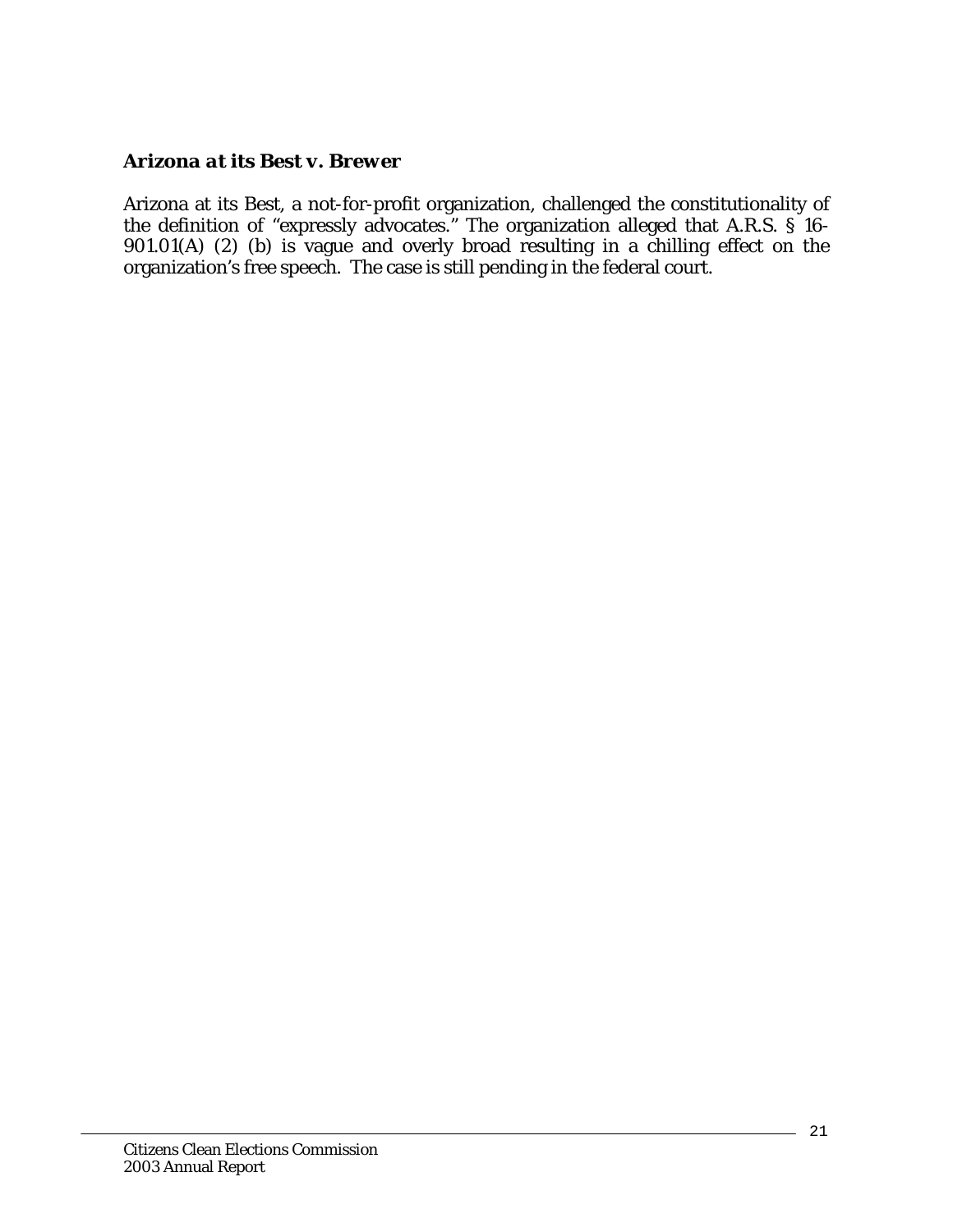### *Arizona at its Best v. Brewer*

Arizona at its Best, a not-for-profit organization, challenged the constitutionality of the definition of "expressly advocates." The organization alleged that A.R.S. § 16-901.01(A) (2) (b) is vague and overly broad resulting in a chilling effect on the organization's free speech. The case is still pending in the federal court.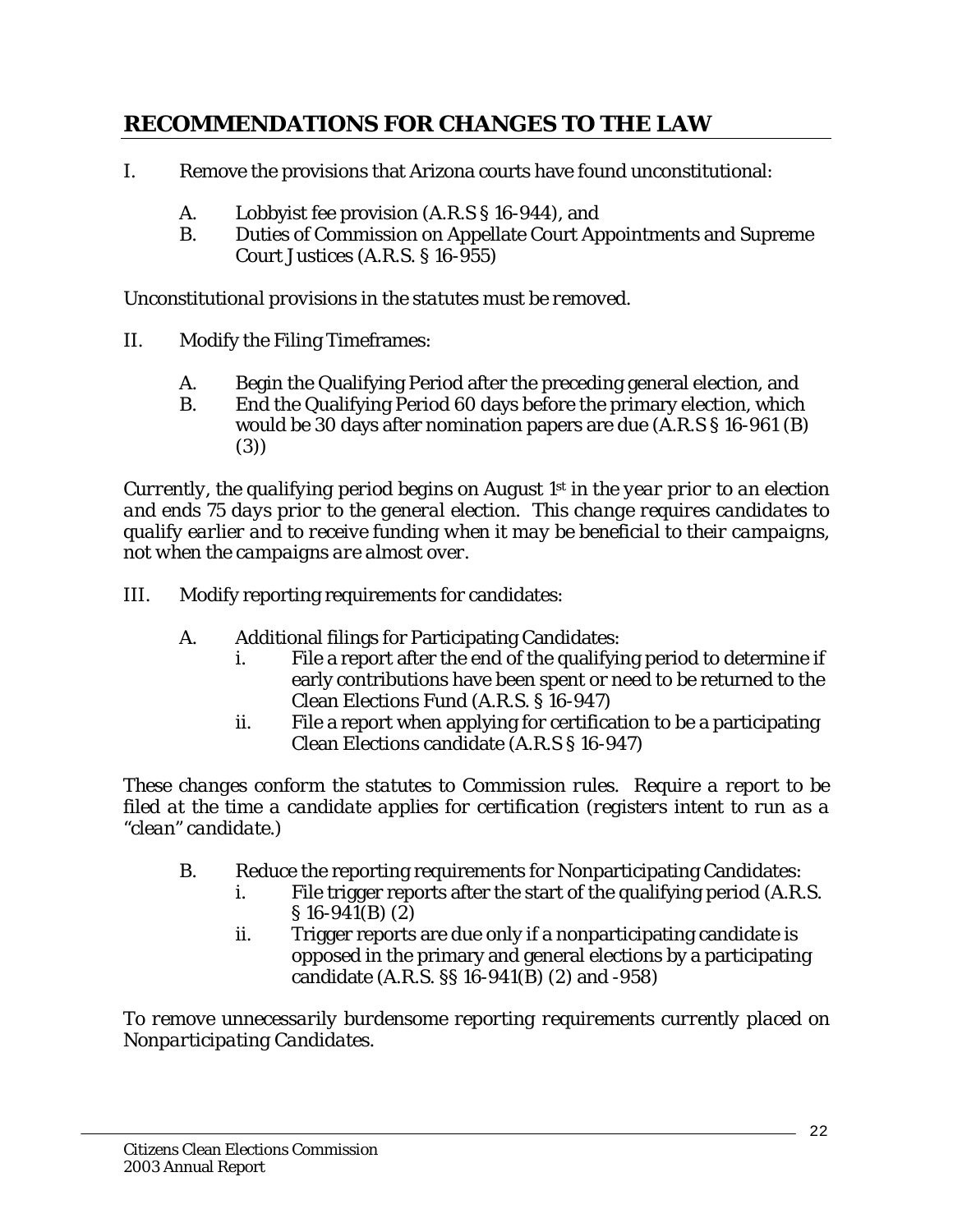## RECOMMENDATIONS FOR CHANGES TO THE LAW

I. Remove the provisions that Arizona courts have found unconstitutional:

   A. Lobbyist fee provision (A.R.S § 16-944), and
   
   B. Duties of Commission on Appellate Court Appointments and Supreme Court Justices (A.R.S. § 16-955)

*Unconstitutional provisions in the statutes must be removed.*

II. Modify the Filing Timeframes:

   A. Begin the Qualifying Period after the preceding general election, and
   
   B. End the Qualifying Period 60 days before the primary election, which would be 30 days after nomination papers are due (A.R.S § 16-961 (B) (3))

*Currently, the qualifying period begins on August 1st in the year prior to an election and ends 75 days prior to the general election. This change requires candidates to qualify earlier and to receive funding when it may be beneficial to their campaigns, not when the campaigns are almost over.*

III. Modify reporting requirements for candidates:

   A. Additional filings for Participating Candidates:
   
      i. File a report after the end of the qualifying period to determine if early contributions have been spent or need to be returned to the Clean Elections Fund (A.R.S. § 16-947)
      
      ii. File a report when applying for certification to be a participating Clean Elections candidate (A.R.S § 16-947)

*These changes conform the statutes to Commission rules. Require a report to be filed at the time a candidate applies for certification (registers intent to run as a "clean" candidate.)*

   B. Reduce the reporting requirements for Nonparticipating Candidates:
   
      i. File trigger reports after the start of the qualifying period (A.R.S. § 16-941(B) (2)
      
      ii. Trigger reports are due only if a nonparticipating candidate is opposed in the primary and general elections by a participating candidate (A.R.S. §§ 16-941(B) (2) and -958)

*To remove unnecessarily burdensome reporting requirements currently placed on Nonparticipating Candidates.*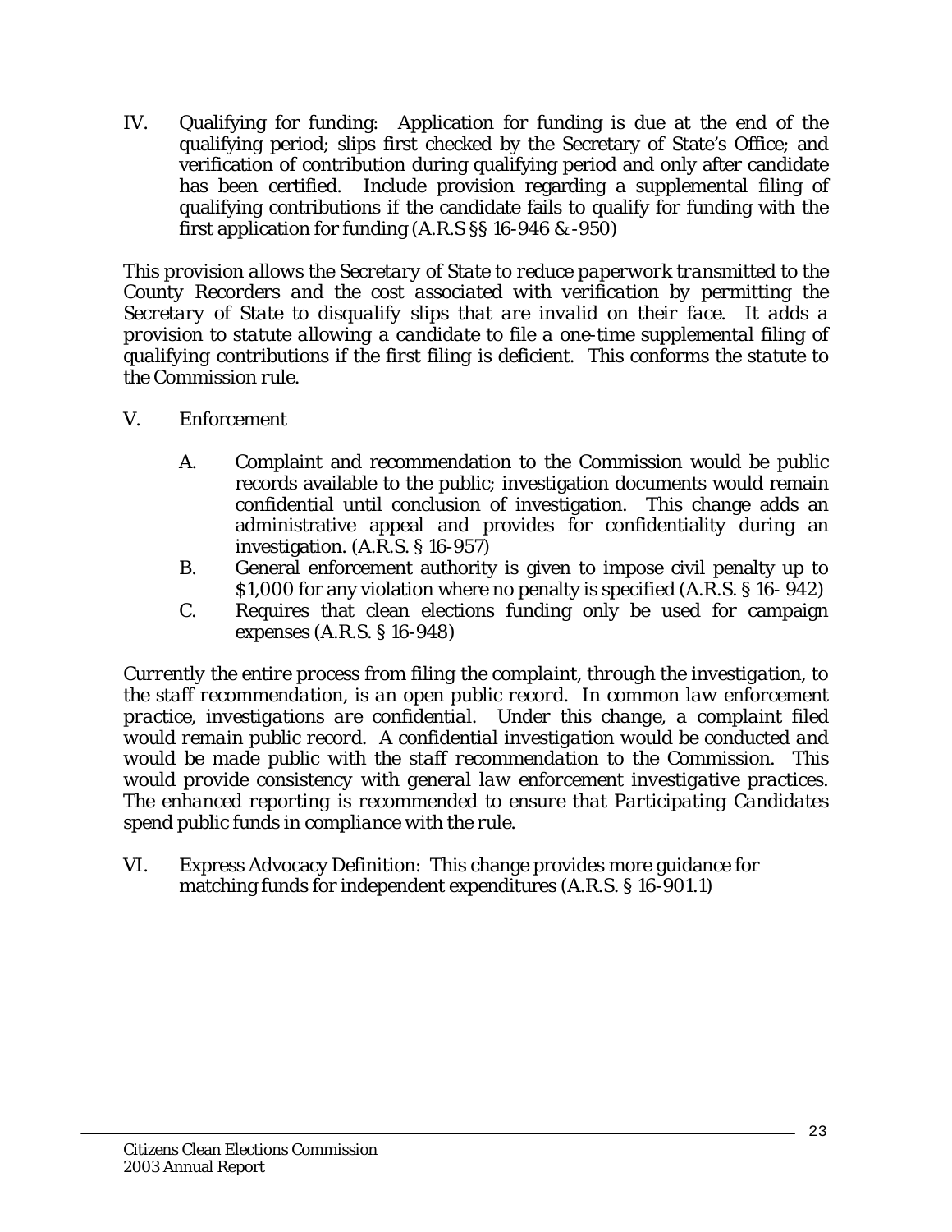IV. Qualifying for funding: Application for funding is due at the end of the qualifying period; slips first checked by the Secretary of State's Office; and verification of contribution during qualifying period and only after candidate has been certified. Include provision regarding a supplemental filing of qualifying contributions if the candidate fails to qualify for funding with the first application for funding (A.R.S §§ 16-946 & -950)

*This provision allows the Secretary of State to reduce paperwork transmitted to the County Recorders and the cost associated with verification by permitting the Secretary of State to disqualify slips that are invalid on their face. It adds a provision to statute allowing a candidate to file a one-time supplemental filing of qualifying contributions if the first filing is deficient. This conforms the statute to the Commission rule.*

V. Enforcement

   A. Complaint and recommendation to the Commission would be public records available to the public; investigation documents would remain confidential until conclusion of investigation. This change adds an administrative appeal and provides for confidentiality during an investigation. (A.R.S. § 16-957)
   B. General enforcement authority is given to impose civil penalty up to $1,000 for any violation where no penalty is specified (A.R.S. § 16- 942)
   C. Requires that clean elections funding only be used for campaign expenses (A.R.S. § 16-948)

*Currently the entire process from filing the complaint, through the investigation, to the staff recommendation, is an open public record. In common law enforcement practice, investigations are confidential. Under this change, a complaint filed would remain public record. A confidential investigation would be conducted and would be made public with the staff recommendation to the Commission. This would provide consistency with general law enforcement investigative practices. The enhanced reporting is recommended to ensure that Participating Candidates spend public funds in compliance with the rule.*

VI. Express Advocacy Definition: This change provides more guidance for matching funds for independent expenditures (A.R.S. § 16-901.1)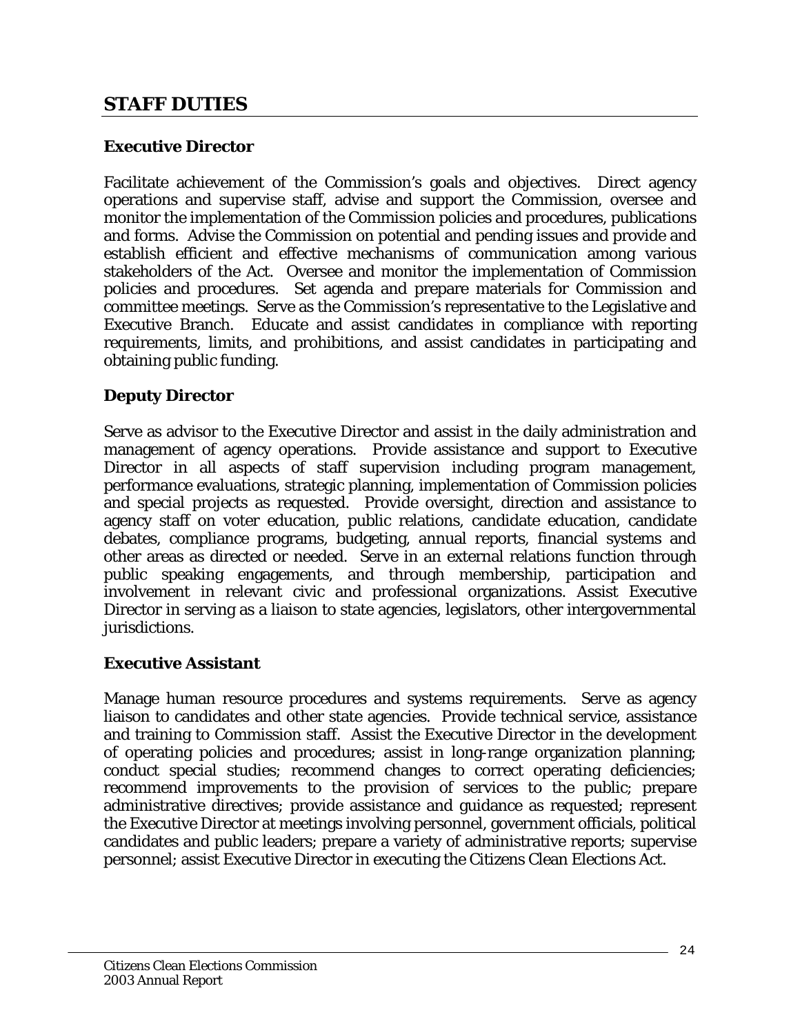## STAFF DUTIES

### Executive Director

Facilitate achievement of the Commission's goals and objectives. Direct agency operations and supervise staff, advise and support the Commission, oversee and monitor the implementation of the Commission policies and procedures, publications and forms. Advise the Commission on potential and pending issues and provide and establish efficient and effective mechanisms of communication among various stakeholders of the Act. Oversee and monitor the implementation of Commission policies and procedures. Set agenda and prepare materials for Commission and committee meetings. Serve as the Commission's representative to the Legislative and Executive Branch. Educate and assist candidates in compliance with reporting requirements, limits, and prohibitions, and assist candidates in participating and obtaining public funding.

### Deputy Director

Serve as advisor to the Executive Director and assist in the daily administration and management of agency operations. Provide assistance and support to Executive Director in all aspects of staff supervision including program management, performance evaluations, strategic planning, implementation of Commission policies and special projects as requested. Provide oversight, direction and assistance to agency staff on voter education, public relations, candidate education, candidate debates, compliance programs, budgeting, annual reports, financial systems and other areas as directed or needed. Serve in an external relations function through public speaking engagements, and through membership, participation and involvement in relevant civic and professional organizations. Assist Executive Director in serving as a liaison to state agencies, legislators, other intergovernmental jurisdictions.

### Executive Assistant

Manage human resource procedures and systems requirements. Serve as agency liaison to candidates and other state agencies. Provide technical service, assistance and training to Commission staff. Assist the Executive Director in the development of operating policies and procedures; assist in long-range organization planning; conduct special studies; recommend changes to correct operating deficiencies; recommend improvements to the provision of services to the public; prepare administrative directives; provide assistance and guidance as requested; represent the Executive Director at meetings involving personnel, government officials, political candidates and public leaders; prepare a variety of administrative reports; supervise personnel; assist Executive Director in executing the Citizens Clean Elections Act.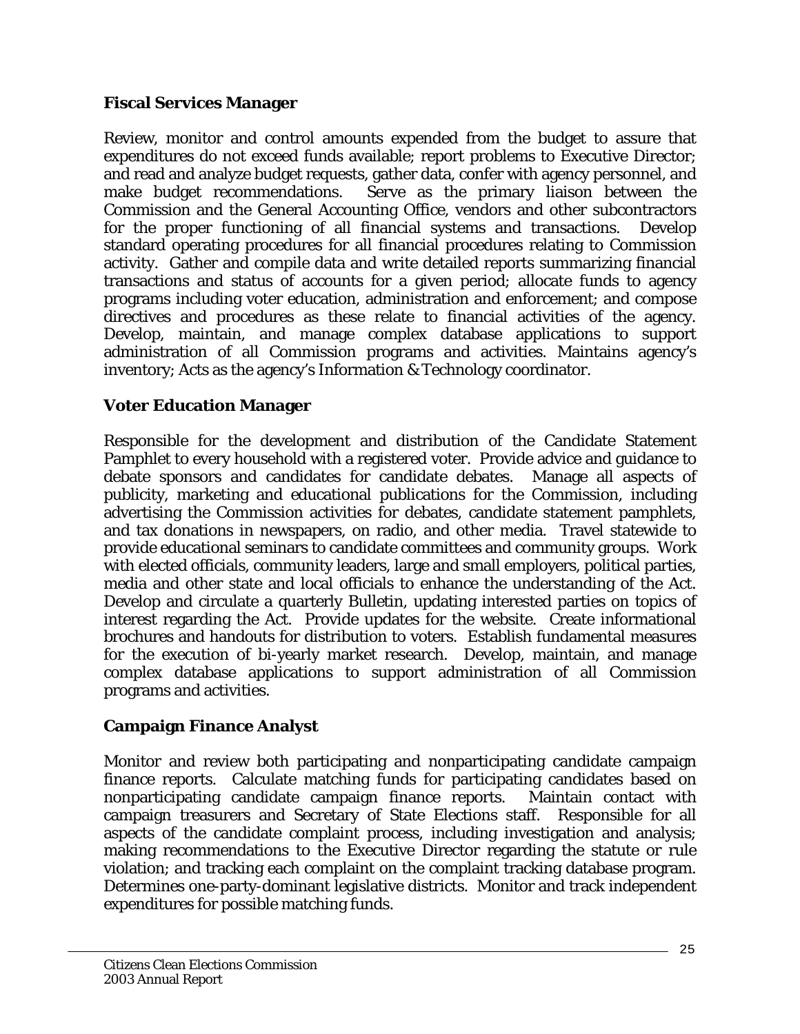**Fiscal Services Manager**

Review, monitor and control amounts expended from the budget to assure that expenditures do not exceed funds available; report problems to Executive Director; and read and analyze budget requests, gather data, confer with agency personnel, and make budget recommendations. Serve as the primary liaison between the Commission and the General Accounting Office, vendors and other subcontractors for the proper functioning of all financial systems and transactions. Develop standard operating procedures for all financial procedures relating to Commission activity. Gather and compile data and write detailed reports summarizing financial transactions and status of accounts for a given period; allocate funds to agency programs including voter education, administration and enforcement; and compose directives and procedures as these relate to financial activities of the agency. Develop, maintain, and manage complex database applications to support administration of all Commission programs and activities. Maintains agency's inventory; Acts as the agency's Information & Technology coordinator.

**Voter Education Manager**

Responsible for the development and distribution of the Candidate Statement Pamphlet to every household with a registered voter. Provide advice and guidance to debate sponsors and candidates for candidate debates. Manage all aspects of publicity, marketing and educational publications for the Commission, including advertising the Commission activities for debates, candidate statement pamphlets, and tax donations in newspapers, on radio, and other media. Travel statewide to provide educational seminars to candidate committees and community groups. Work with elected officials, community leaders, large and small employers, political parties, media and other state and local officials to enhance the understanding of the Act. Develop and circulate a quarterly Bulletin, updating interested parties on topics of interest regarding the Act. Provide updates for the website. Create informational brochures and handouts for distribution to voters. Establish fundamental measures for the execution of bi-yearly market research. Develop, maintain, and manage complex database applications to support administration of all Commission programs and activities.

**Campaign Finance Analyst**

Monitor and review both participating and nonparticipating candidate campaign finance reports. Calculate matching funds for participating candidates based on nonparticipating candidate campaign finance reports. Maintain contact with campaign treasurers and Secretary of State Elections staff. Responsible for all aspects of the candidate complaint process, including investigation and analysis; making recommendations to the Executive Director regarding the statute or rule violation; and tracking each complaint on the complaint tracking database program. Determines one-party-dominant legislative districts. Monitor and track independent expenditures for possible matching funds.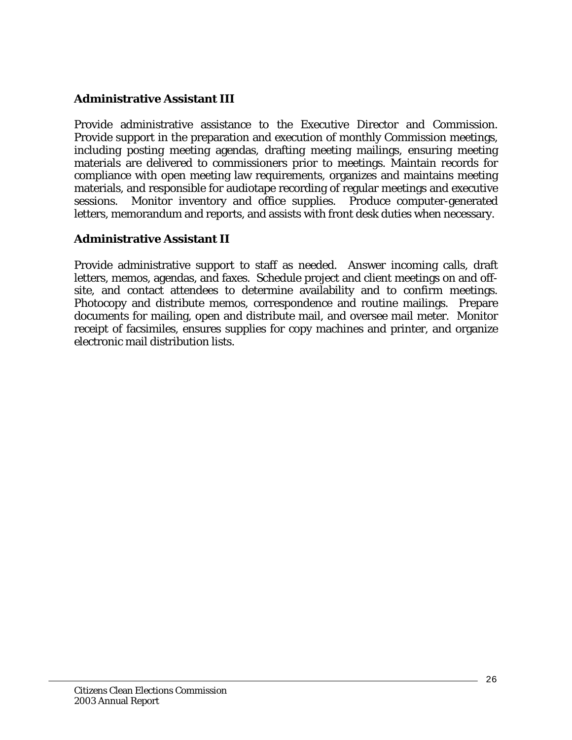### Administrative Assistant III

Provide administrative assistance to the Executive Director and Commission. Provide support in the preparation and execution of monthly Commission meetings, including posting meeting agendas, drafting meeting mailings, ensuring meeting materials are delivered to commissioners prior to meetings. Maintain records for compliance with open meeting law requirements, organizes and maintains meeting materials, and responsible for audiotape recording of regular meetings and executive sessions. Monitor inventory and office supplies. Produce computer-generated letters, memorandum and reports, and assists with front desk duties when necessary.

### Administrative Assistant II

Provide administrative support to staff as needed. Answer incoming calls, draft letters, memos, agendas, and faxes. Schedule project and client meetings on and off-site, and contact attendees to determine availability and to confirm meetings. Photocopy and distribute memos, correspondence and routine mailings. Prepare documents for mailing, open and distribute mail, and oversee mail meter. Monitor receipt of facsimiles, ensures supplies for copy machines and printer, and organize electronic mail distribution lists.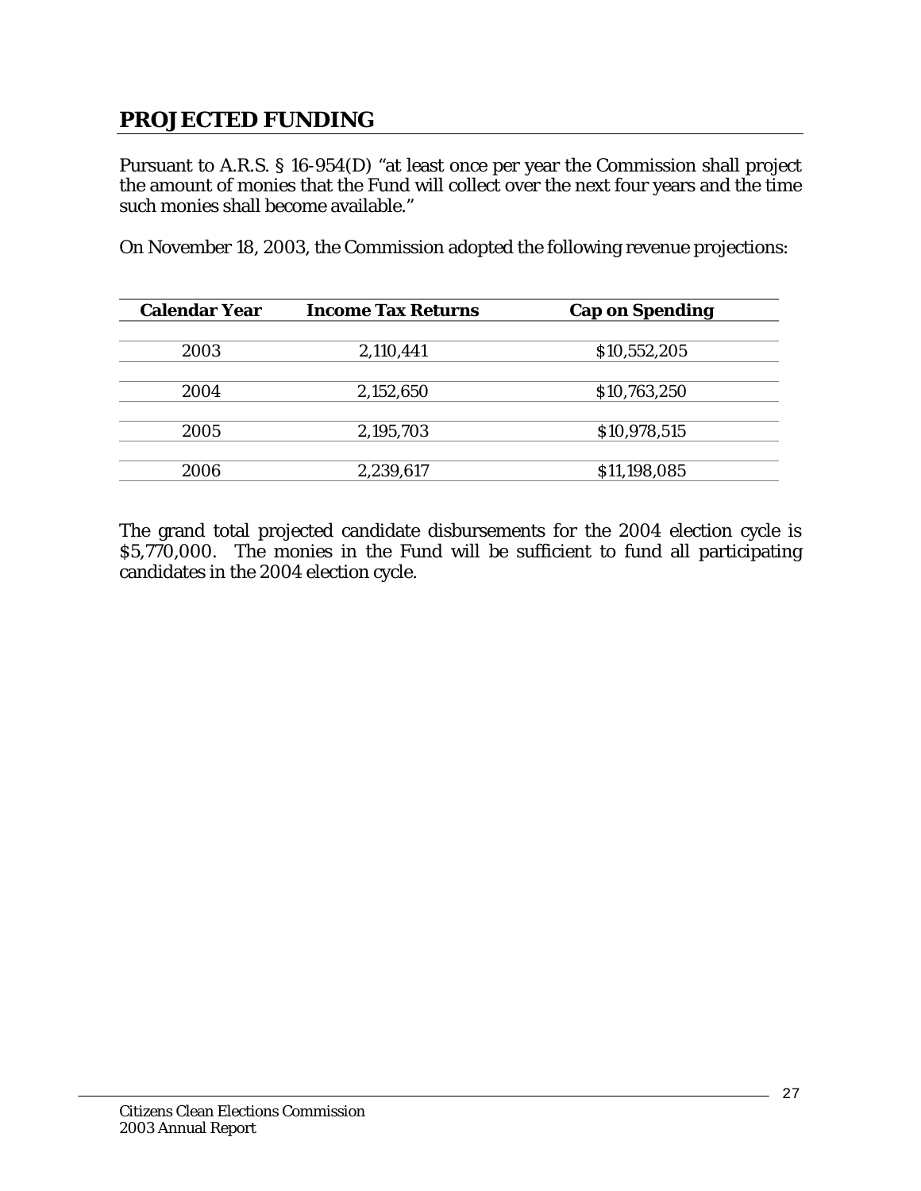## PROJECTED FUNDING

Pursuant to A.R.S. § 16-954(D) "at least once per year the Commission shall project the amount of monies that the Fund will collect over the next four years and the time such monies shall become available."

On November 18, 2003, the Commission adopted the following revenue projections:

| Calendar Year | Income Tax Returns | Cap on Spending |
|---|---|---|
| 2003 | 2,110,441 | $10,552,205 |
| 2004 | 2,152,650 | $10,763,250 |
| 2005 | 2,195,703 | $10,978,515 |
| 2006 | 2,239,617 | $11,198,085 |

The grand total projected candidate disbursements for the 2004 election cycle is $5,770,000. The monies in the Fund will be sufficient to fund all participating candidates in the 2004 election cycle.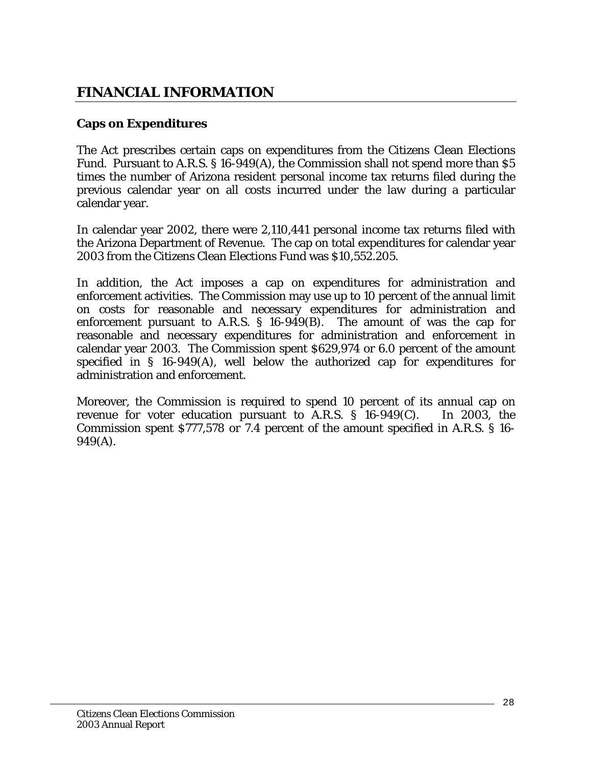# FINANCIAL INFORMATION

### Caps on Expenditures

The Act prescribes certain caps on expenditures from the Citizens Clean Elections Fund. Pursuant to A.R.S. § 16-949(A), the Commission shall not spend more than $5 times the number of Arizona resident personal income tax returns filed during the previous calendar year on all costs incurred under the law during a particular calendar year.

In calendar year 2002, there were 2,110,441 personal income tax returns filed with the Arizona Department of Revenue. The cap on total expenditures for calendar year 2003 from the Citizens Clean Elections Fund was $10,552.205.

In addition, the Act imposes a cap on expenditures for administration and enforcement activities. The Commission may use up to 10 percent of the annual limit on costs for reasonable and necessary expenditures for administration and enforcement pursuant to A.R.S. § 16-949(B). The amount of was the cap for reasonable and necessary expenditures for administration and enforcement in calendar year 2003. The Commission spent $629,974 or 6.0 percent of the amount specified in § 16-949(A), well below the authorized cap for expenditures for administration and enforcement.

Moreover, the Commission is required to spend 10 percent of its annual cap on revenue for voter education pursuant to A.R.S. § 16-949(C). In 2003, the Commission spent $777,578 or 7.4 percent of the amount specified in A.R.S. § 16-949(A).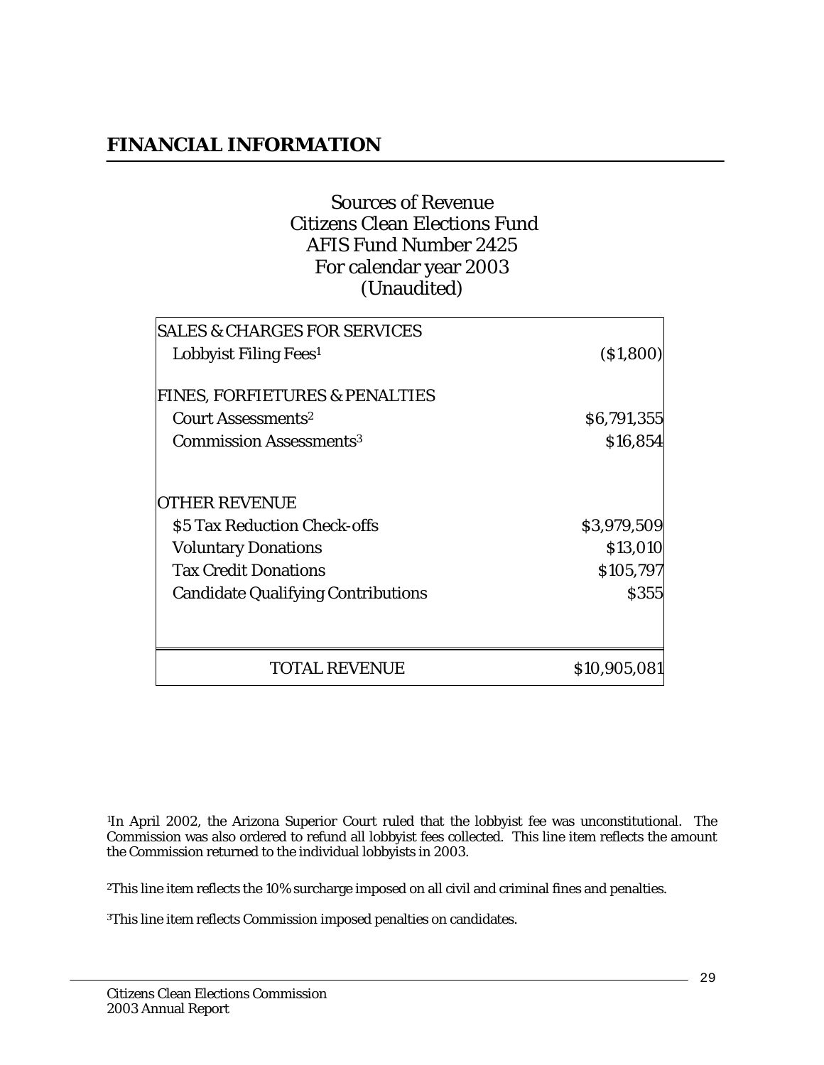## FINANCIAL INFORMATION

Sources of Revenue
Citizens Clean Elections Fund
AFIS Fund Number 2425
For calendar year 2003
(Unaudited)

| | |
|---|---|
| SALES & CHARGES FOR SERVICES | |
| Lobbyist Filing Fees[1] | ($1,800) |
| FINES, FORFIETURES & PENALTIES | |
| Court Assessments[2] | $6,791,355 |
| Commission Assessments[3] | $16,854 |
| OTHER REVENUE | |
| $5 Tax Reduction Check-offs | $3,979,509 |
| Voluntary Donations | $13,010 |
| Tax Credit Donations | $105,797 |
| Candidate Qualifying Contributions | $355 |
| TOTAL REVENUE | $10,905,081 |

[1]In April 2002, the Arizona Superior Court ruled that the lobbyist fee was unconstitutional. The Commission was also ordered to refund all lobbyist fees collected. This line item reflects the amount the Commission returned to the individual lobbyists in 2003.

[2]This line item reflects the 10% surcharge imposed on all civil and criminal fines and penalties.

[3]This line item reflects Commission imposed penalties on candidates.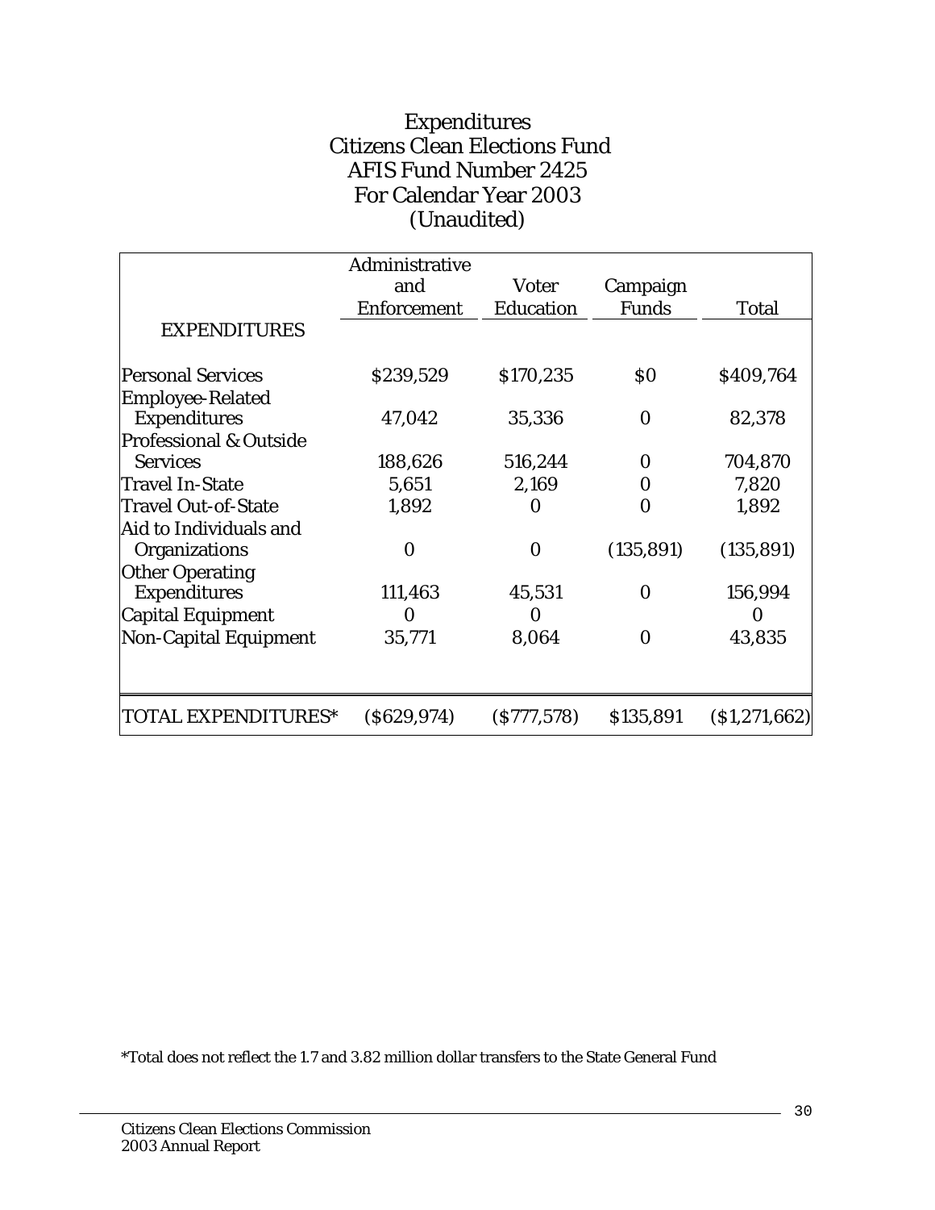# Expenditures
## Citizens Clean Elections Fund
## AFIS Fund Number 2425
## For Calendar Year 2003
## (Unaudited)

| EXPENDITURES | Administrative and Enforcement | Voter Education | Campaign Funds | Total |
|---|---|---|---|---|
| Personal Services | $239,529 | $170,235 | $0 | $409,764 |
| Employee-Related Expenditures | 47,042 | 35,336 | 0 | 82,378 |
| Professional & Outside Services | 188,626 | 516,244 | 0 | 704,870 |
| Travel In-State | 5,651 | 2,169 | 0 | 7,820 |
| Travel Out-of-State | 1,892 | 0 | 0 | 1,892 |
| Aid to Individuals and Organizations | 0 | 0 | (135,891) | (135,891) |
| Other Operating Expenditures | 111,463 | 45,531 | 0 | 156,994 |
| Capital Equipment | 0 | 0 | | 0 |
| Non-Capital Equipment | 35,771 | 8,064 | 0 | 43,835 |
| TOTAL EXPENDITURES* | ($629,974) | ($777,578) | $135,891 | ($1,271,662) |

*Total does not reflect the 1.7 and 3.82 million dollar transfers to the State General Fund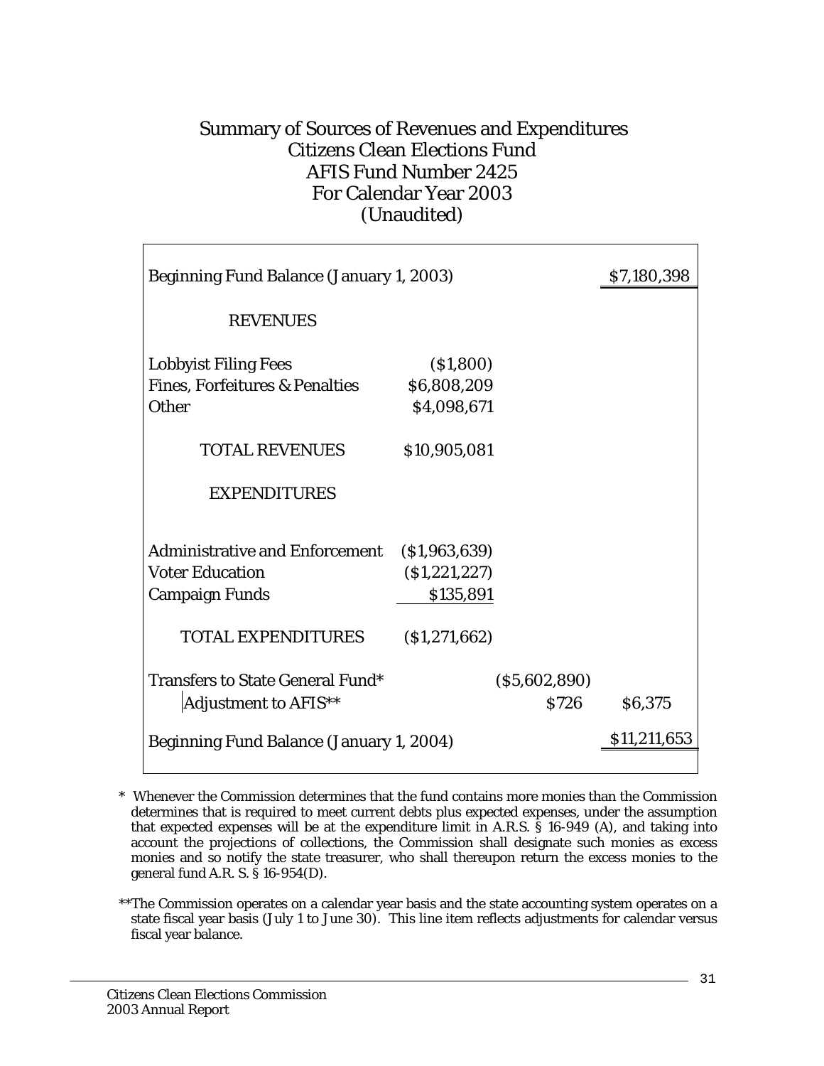# Summary of Sources of Revenues and Expenditures
# Citizens Clean Elections Fund
# AFIS Fund Number 2425
# For Calendar Year 2003
# (Unaudited)

| | | | |
|---|---|---|---|
| Beginning Fund Balance (January 1, 2003) | | | $7,180,398 |
| REVENUES | | | |
| Lobbyist Filing Fees | ($1,800) | | |
| Fines, Forfeitures & Penalties | $6,808,209 | | |
| Other | $4,098,671 | | |
| TOTAL REVENUES | $10,905,081 | | |
| EXPENDITURES | | | |
| Administrative and Enforcement | ($1,963,639) | | |
| Voter Education | ($1,221,227) | | |
| Campaign Funds | $135,891 | | |
| TOTAL EXPENDITURES | ($1,271,662) | | |
| Transfers to State General Fund* | | ($5,602,890) | |
| Adjustment to AFIS** | | $726 | $6,375 |
| Beginning Fund Balance (January 1, 2004) | | | $11,211,653 |

\* Whenever the Commission determines that the fund contains more monies than the Commission determines that is required to meet current debts plus expected expenses, under the assumption that expected expenses will be at the expenditure limit in A.R.S. § 16-949 (A), and taking into account the projections of collections, the Commission shall designate such monies as excess monies and so notify the state treasurer, who shall thereupon return the excess monies to the general fund A.R. S. § 16-954(D).

\*\*The Commission operates on a calendar year basis and the state accounting system operates on a state fiscal year basis (July 1 to June 30). This line item reflects adjustments for calendar versus fiscal year balance.